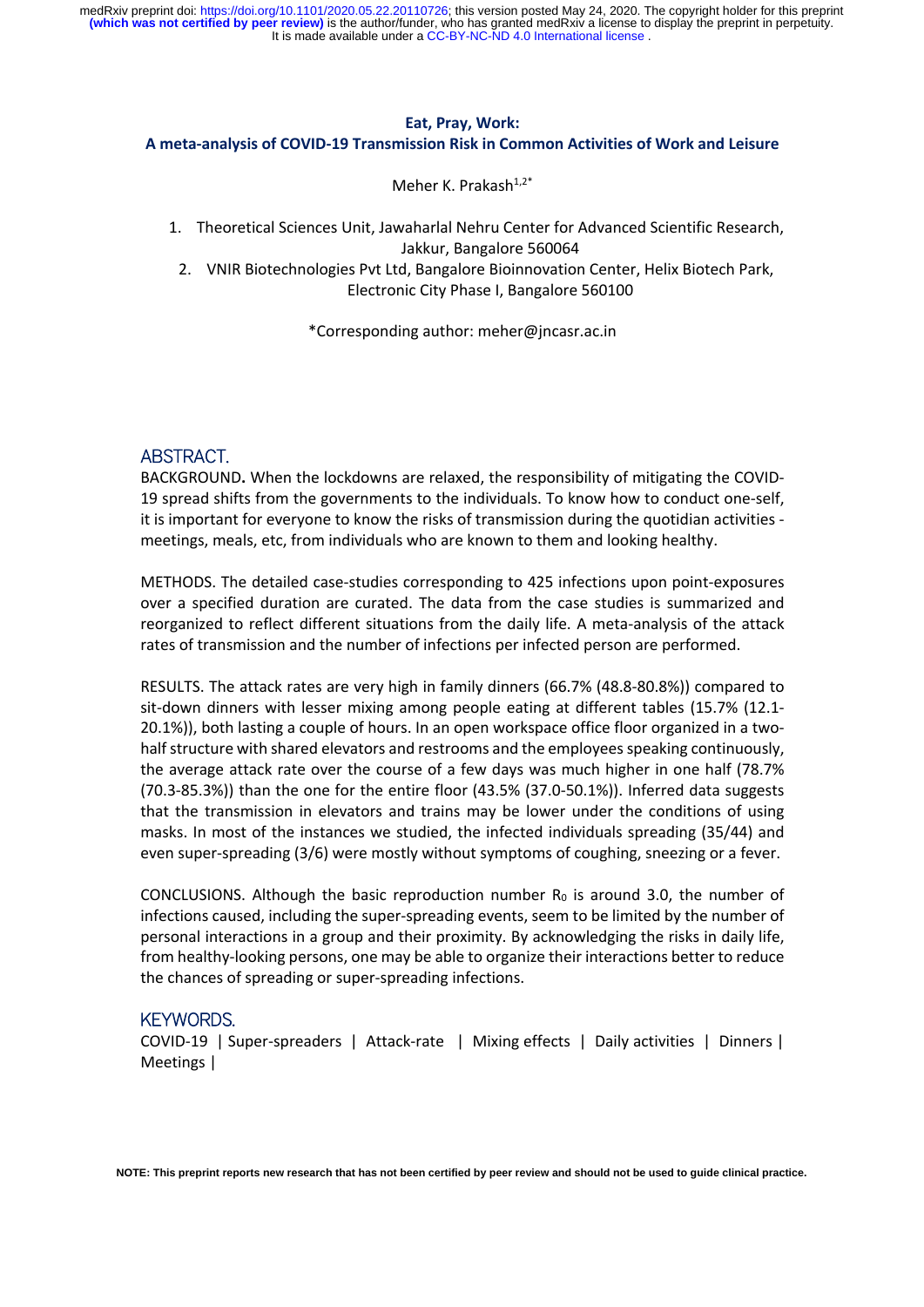# Eat, Pray, Work:
## A meta-analysis of COVID-19 Transmission Risk in Common Activities of Work and Leisure

Meher K. Prakash[1,2*]

1. Theoretical Sciences Unit, Jawaharlal Nehru Center for Advanced Scientific Research, Jakkur, Bangalore 560064
2. VNIR Biotechnologies Pvt Ltd, Bangalore Bioinnovation Center, Helix Biotech Park, Electronic City Phase I, Bangalore 560100

*Corresponding author: meher@jncasr.ac.in

## ABSTRACT.

**BACKGROUND.** When the lockdowns are relaxed, the responsibility of mitigating the COVID-19 spread shifts from the governments to the individuals. To know how to conduct one-self, it is important for everyone to know the risks of transmission during the quotidian activities - meetings, meals, etc, from individuals who are known to them and looking healthy.

METHODS. The detailed case-studies corresponding to 425 infections upon point-exposures over a specified duration are curated. The data from the case studies is summarized and reorganized to reflect different situations from the daily life. A meta-analysis of the attack rates of transmission and the number of infections per infected person are performed.

RESULTS. The attack rates are very high in family dinners (66.7% (48.8-80.8%)) compared to sit-down dinners with lesser mixing among people eating at different tables (15.7% (12.1-20.1%)), both lasting a couple of hours. In an open workspace office floor organized in a two-half structure with shared elevators and restrooms and the employees speaking continuously, the average attack rate over the course of a few days was much higher in one half (78.7% (70.3-85.3%)) than the one for the entire floor (43.5% (37.0-50.1%)). Inferred data suggests that the transmission in elevators and trains may be lower under the conditions of using masks. In most of the instances we studied, the infected individuals spreading (35/44) and even super-spreading (3/6) were mostly without symptoms of coughing, sneezing or a fever.

CONCLUSIONS. Although the basic reproduction number $R_0$ is around 3.0, the number of infections caused, including the super-spreading events, seem to be limited by the number of personal interactions in a group and their proximity. By acknowledging the risks in daily life, from healthy-looking persons, one may be able to organize their interactions better to reduce the chances of spreading or super-spreading infections.

## KEYWORDS.

COVID-19 | Super-spreaders | Attack-rate | Mixing effects | Daily activities | Dinners | Meetings |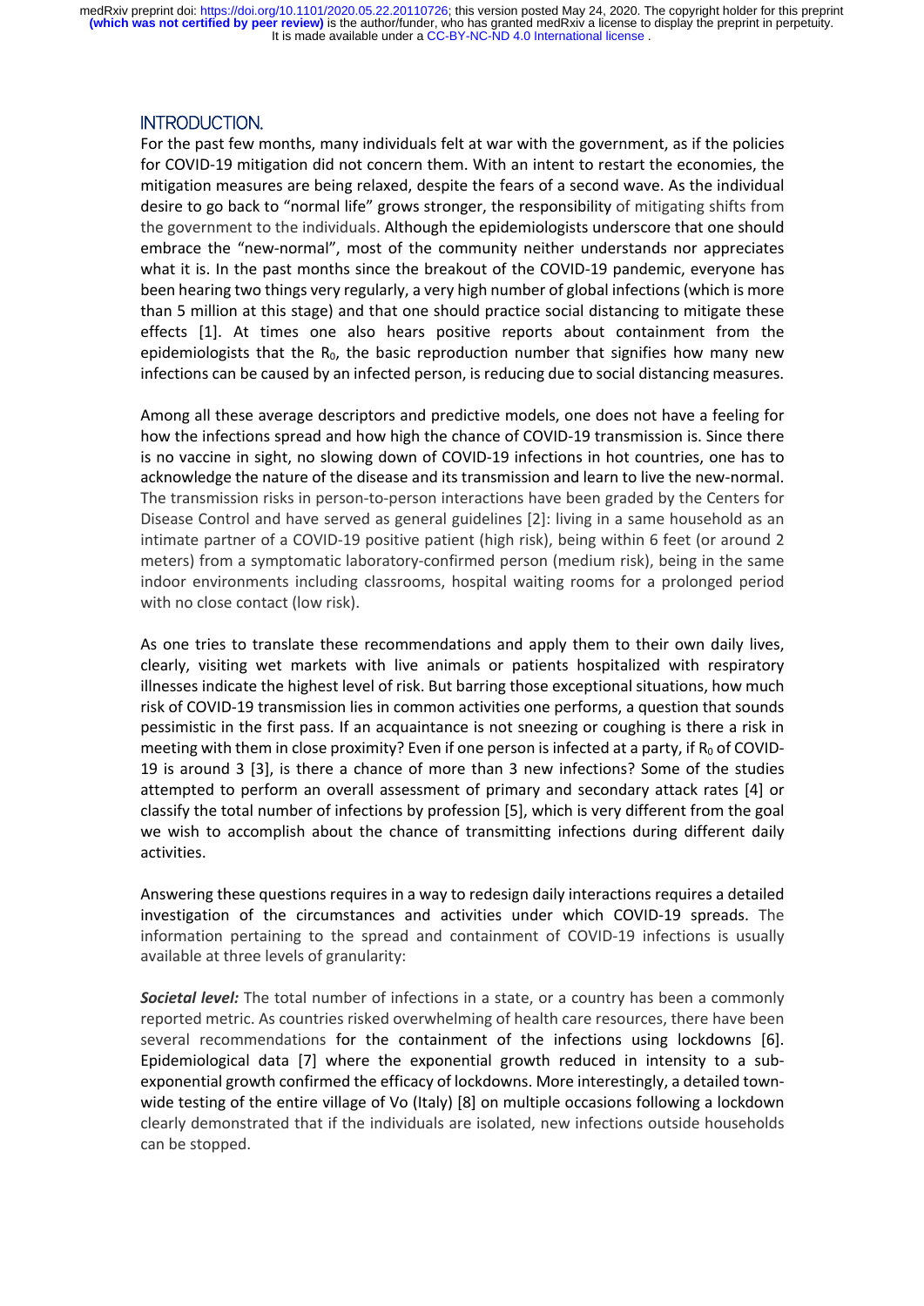## INTRODUCTION.

For the past few months, many individuals felt at war with the government, as if the policies for COVID-19 mitigation did not concern them. With an intent to restart the economies, the mitigation measures are being relaxed, despite the fears of a second wave. As the individual desire to go back to "normal life" grows stronger, the responsibility of mitigating shifts from the government to the individuals. Although the epidemiologists underscore that one should embrace the "new-normal", most of the community neither understands nor appreciates what it is. In the past months since the breakout of the COVID-19 pandemic, everyone has been hearing two things very regularly, a very high number of global infections (which is more than 5 million at this stage) and that one should practice social distancing to mitigate these effects [1]. At times one also hears positive reports about containment from the epidemiologists that the $R_0$, the basic reproduction number that signifies how many new infections can be caused by an infected person, is reducing due to social distancing measures.

Among all these average descriptors and predictive models, one does not have a feeling for how the infections spread and how high the chance of COVID-19 transmission is. Since there is no vaccine in sight, no slowing down of COVID-19 infections in hot countries, one has to acknowledge the nature of the disease and its transmission and learn to live the new-normal. The transmission risks in person-to-person interactions have been graded by the Centers for Disease Control and have served as general guidelines [2]: living in a same household as an intimate partner of a COVID-19 positive patient (high risk), being within 6 feet (or around 2 meters) from a symptomatic laboratory-confirmed person (medium risk), being in the same indoor environments including classrooms, hospital waiting rooms for a prolonged period with no close contact (low risk).

As one tries to translate these recommendations and apply them to their own daily lives, clearly, visiting wet markets with live animals or patients hospitalized with respiratory illnesses indicate the highest level of risk. But barring those exceptional situations, how much risk of COVID-19 transmission lies in common activities one performs, a question that sounds pessimistic in the first pass. If an acquaintance is not sneezing or coughing is there a risk in meeting with them in close proximity? Even if one person is infected at a party, if $R_0$ of COVID-19 is around 3 [3], is there a chance of more than 3 new infections? Some of the studies attempted to perform an overall assessment of primary and secondary attack rates [4] or classify the total number of infections by profession [5], which is very different from the goal we wish to accomplish about the chance of transmitting infections during different daily activities.

Answering these questions requires in a way to redesign daily interactions requires a detailed investigation of the circumstances and activities under which COVID-19 spreads. The information pertaining to the spread and containment of COVID-19 infections is usually available at three levels of granularity:

***Societal level:*** The total number of infections in a state, or a country has been a commonly reported metric. As countries risked overwhelming of health care resources, there have been several recommendations for the containment of the infections using lockdowns [6]. Epidemiological data [7] where the exponential growth reduced in intensity to a sub-exponential growth confirmed the efficacy of lockdowns. More interestingly, a detailed town-wide testing of the entire village of Vo (Italy) [8] on multiple occasions following a lockdown clearly demonstrated that if the individuals are isolated, new infections outside households can be stopped.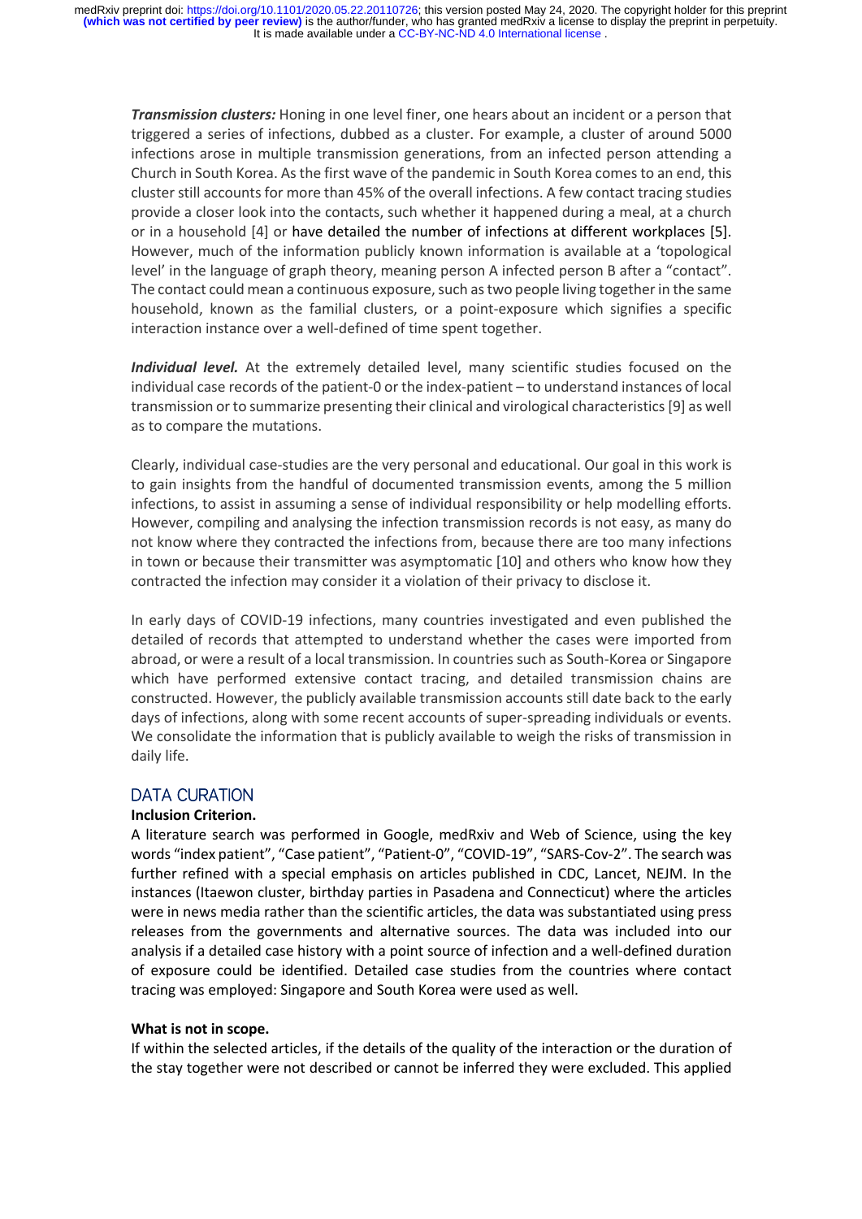***Transmission clusters:*** Honing in one level finer, one hears about an incident or a person that triggered a series of infections, dubbed as a cluster. For example, a cluster of around 5000 infections arose in multiple transmission generations, from an infected person attending a Church in South Korea. As the first wave of the pandemic in South Korea comes to an end, this cluster still accounts for more than 45% of the overall infections. A few contact tracing studies provide a closer look into the contacts, such whether it happened during a meal, at a church or in a household [4] or have detailed the number of infections at different workplaces [5]. However, much of the information publicly known information is available at a 'topological level' in the language of graph theory, meaning person A infected person B after a "contact". The contact could mean a continuous exposure, such as two people living together in the same household, known as the familial clusters, or a point-exposure which signifies a specific interaction instance over a well-defined of time spent together.

***Individual level.*** At the extremely detailed level, many scientific studies focused on the individual case records of the patient-0 or the index-patient – to understand instances of local transmission or to summarize presenting their clinical and virological characteristics [9] as well as to compare the mutations.

Clearly, individual case-studies are the very personal and educational. Our goal in this work is to gain insights from the handful of documented transmission events, among the 5 million infections, to assist in assuming a sense of individual responsibility or help modelling efforts. However, compiling and analysing the infection transmission records is not easy, as many do not know where they contracted the infections from, because there are too many infections in town or because their transmitter was asymptomatic [10] and others who know how they contracted the infection may consider it a violation of their privacy to disclose it.

In early days of COVID-19 infections, many countries investigated and even published the detailed of records that attempted to understand whether the cases were imported from abroad, or were a result of a local transmission. In countries such as South-Korea or Singapore which have performed extensive contact tracing, and detailed transmission chains are constructed. However, the publicly available transmission accounts still date back to the early days of infections, along with some recent accounts of super-spreading individuals or events. We consolidate the information that is publicly available to weigh the risks of transmission in daily life.

## DATA CURATION

**Inclusion Criterion.**

A literature search was performed in Google, medRxiv and Web of Science, using the key words "index patient", "Case patient", "Patient-0", "COVID-19", "SARS-Cov-2". The search was further refined with a special emphasis on articles published in CDC, Lancet, NEJM. In the instances (Itaewon cluster, birthday parties in Pasadena and Connecticut) where the articles were in news media rather than the scientific articles, the data was substantiated using press releases from the governments and alternative sources. The data was included into our analysis if a detailed case history with a point source of infection and a well-defined duration of exposure could be identified. Detailed case studies from the countries where contact tracing was employed: Singapore and South Korea were used as well.

**What is not in scope.**

If within the selected articles, if the details of the quality of the interaction or the duration of the stay together were not described or cannot be inferred they were excluded. This applied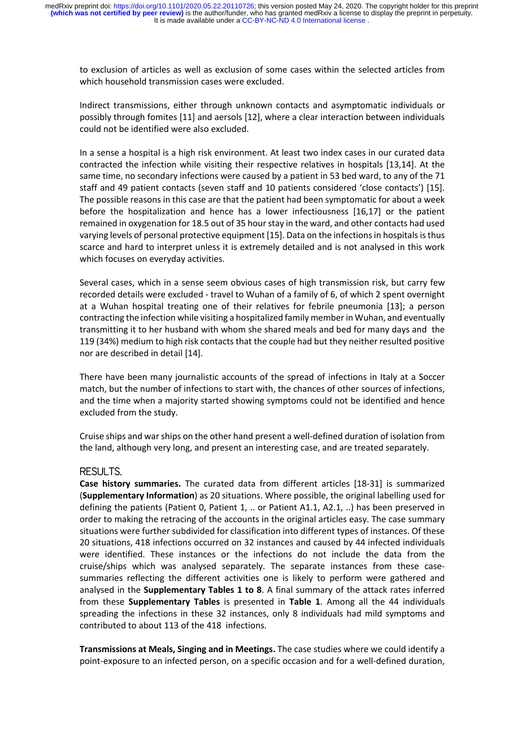to exclusion of articles as well as exclusion of some cases within the selected articles from which household transmission cases were excluded.

Indirect transmissions, either through unknown contacts and asymptomatic individuals or possibly through fomites [11] and aersols [12], where a clear interaction between individuals could not be identified were also excluded.

In a sense a hospital is a high risk environment. At least two index cases in our curated data contracted the infection while visiting their respective relatives in hospitals [13,14]. At the same time, no secondary infections were caused by a patient in 53 bed ward, to any of the 71 staff and 49 patient contacts (seven staff and 10 patients considered 'close contacts') [15]. The possible reasons in this case are that the patient had been symptomatic for about a week before the hospitalization and hence has a lower infectiousness [16,17] or the patient remained in oxygenation for 18.5 out of 35 hour stay in the ward, and other contacts had used varying levels of personal protective equipment [15]. Data on the infections in hospitals is thus scarce and hard to interpret unless it is extremely detailed and is not analysed in this work which focuses on everyday activities.

Several cases, which in a sense seem obvious cases of high transmission risk, but carry few recorded details were excluded - travel to Wuhan of a family of 6, of which 2 spent overnight at a Wuhan hospital treating one of their relatives for febrile pneumonia [13]; a person contracting the infection while visiting a hospitalized family member in Wuhan, and eventually transmitting it to her husband with whom she shared meals and bed for many days and the 119 (34%) medium to high risk contacts that the couple had but they neither resulted positive nor are described in detail [14].

There have been many journalistic accounts of the spread of infections in Italy at a Soccer match, but the number of infections to start with, the chances of other sources of infections, and the time when a majority started showing symptoms could not be identified and hence excluded from the study.

Cruise ships and war ships on the other hand present a well-defined duration of isolation from the land, although very long, and present an interesting case, and are treated separately.

## RESULTS.

**Case history summaries.** The curated data from different articles [18-31] is summarized (**Supplementary Information**) as 20 situations. Where possible, the original labelling used for defining the patients (Patient 0, Patient 1, .. or Patient A1.1, A2.1, ..) has been preserved in order to making the retracing of the accounts in the original articles easy. The case summary situations were further subdivided for classification into different types of instances. Of these 20 situations, 418 infections occurred on 32 instances and caused by 44 infected individuals were identified. These instances or the infections do not include the data from the cruise/ships which was analysed separately. The separate instances from these case-summaries reflecting the different activities one is likely to perform were gathered and analysed in the **Supplementary Tables 1 to 8**. A final summary of the attack rates inferred from these **Supplementary Tables** is presented in **Table 1**. Among all the 44 individuals spreading the infections in these 32 instances, only 8 individuals had mild symptoms and contributed to about 113 of the 418 infections.

**Transmissions at Meals, Singing and in Meetings.** The case studies where we could identify a point-exposure to an infected person, on a specific occasion and for a well-defined duration,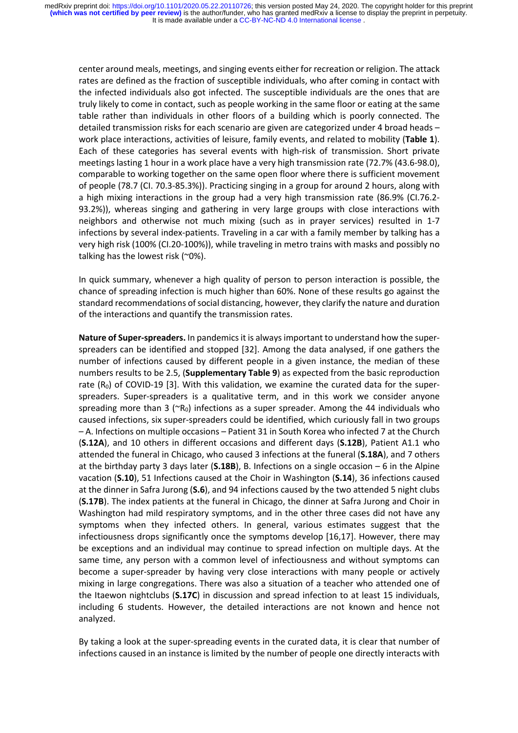center around meals, meetings, and singing events either for recreation or religion. The attack rates are defined as the fraction of susceptible individuals, who after coming in contact with the infected individuals also got infected. The susceptible individuals are the ones that are truly likely to come in contact, such as people working in the same floor or eating at the same table rather than individuals in other floors of a building which is poorly connected. The detailed transmission risks for each scenario are given are categorized under 4 broad heads – work place interactions, activities of leisure, family events, and related to mobility (**Table 1**). Each of these categories has several events with high-risk of transmission. Short private meetings lasting 1 hour in a work place have a very high transmission rate (72.7% (43.6-98.0), comparable to working together on the same open floor where there is sufficient movement of people (78.7 (CI. 70.3-85.3%)). Practicing singing in a group for around 2 hours, along with a high mixing interactions in the group had a very high transmission rate (86.9% (CI.76.2-93.2%)), whereas singing and gathering in very large groups with close interactions with neighbors and otherwise not much mixing (such as in prayer services) resulted in 1-7 infections by several index-patients. Traveling in a car with a family member by talking has a very high risk (100% (CI.20-100%)), while traveling in metro trains with masks and possibly no talking has the lowest risk (~0%).

In quick summary, whenever a high quality of person to person interaction is possible, the chance of spreading infection is much higher than 60%. None of these results go against the standard recommendations of social distancing, however, they clarify the nature and duration of the interactions and quantify the transmission rates.

**Nature of Super-spreaders.** In pandemics it is always important to understand how the super-spreaders can be identified and stopped [32]. Among the data analysed, if one gathers the number of infections caused by different people in a given instance, the median of these numbers results to be 2.5, (**Supplementary Table 9**) as expected from the basic reproduction rate ($R_0$) of COVID-19 [3]. With this validation, we examine the curated data for the super-spreaders. Super-spreaders is a qualitative term, and in this work we consider anyone spreading more than 3 (~$R_0$) infections as a super spreader. Among the 44 individuals who caused infections, six super-spreaders could be identified, which curiously fall in two groups – A. Infections on multiple occasions – Patient 31 in South Korea who infected 7 at the Church (**S.12A**), and 10 others in different occasions and different days (**S.12B**), Patient A1.1 who attended the funeral in Chicago, who caused 3 infections at the funeral (**S.18A**), and 7 others at the birthday party 3 days later (**S.18B**), B. Infections on a single occasion – 6 in the Alpine vacation (**S.10**), 51 Infections caused at the Choir in Washington (**S.14**), 36 infections caused at the dinner in Safra Jurong (**S.6**), and 94 infections caused by the two attended 5 night clubs (**S.17B**). The index patients at the funeral in Chicago, the dinner at Safra Jurong and Choir in Washington had mild respiratory symptoms, and in the other three cases did not have any symptoms when they infected others. In general, various estimates suggest that the infectiousness drops significantly once the symptoms develop [16,17]. However, there may be exceptions and an individual may continue to spread infection on multiple days. At the same time, any person with a common level of infectiousness and without symptoms can become a super-spreader by having very close interactions with many people or actively mixing in large congregations. There was also a situation of a teacher who attended one of the Itaewon nightclubs (**S.17C**) in discussion and spread infection to at least 15 individuals, including 6 students. However, the detailed interactions are not known and hence not analyzed.

By taking a look at the super-spreading events in the curated data, it is clear that number of infections caused in an instance is limited by the number of people one directly interacts with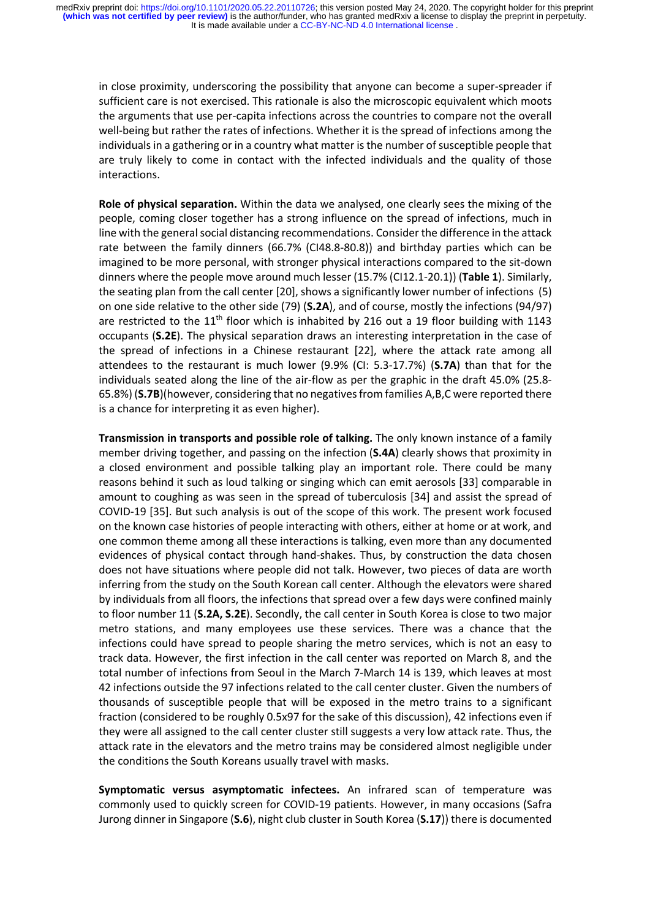in close proximity, underscoring the possibility that anyone can become a super-spreader if sufficient care is not exercised. This rationale is also the microscopic equivalent which moots the arguments that use per-capita infections across the countries to compare not the overall well-being but rather the rates of infections. Whether it is the spread of infections among the individuals in a gathering or in a country what matter is the number of susceptible people that are truly likely to come in contact with the infected individuals and the quality of those interactions.

**Role of physical separation.** Within the data we analysed, one clearly sees the mixing of the people, coming closer together has a strong influence on the spread of infections, much in line with the general social distancing recommendations. Consider the difference in the attack rate between the family dinners (66.7% (CI48.8-80.8)) and birthday parties which can be imagined to be more personal, with stronger physical interactions compared to the sit-down dinners where the people move around much lesser (15.7% (CI12.1-20.1)) (**Table 1**). Similarly, the seating plan from the call center [20], shows a significantly lower number of infections (5) on one side relative to the other side (79) (**S.2A**), and of course, mostly the infections (94/97) are restricted to the 11$^{th}$ floor which is inhabited by 216 out a 19 floor building with 1143 occupants (**S.2E**). The physical separation draws an interesting interpretation in the case of the spread of infections in a Chinese restaurant [22], where the attack rate among all attendees to the restaurant is much lower (9.9% (CI: 5.3-17.7%) (**S.7A**) than that for the individuals seated along the line of the air-flow as per the graphic in the draft 45.0% (25.8-65.8%) (**S.7B**)(however, considering that no negatives from families A,B,C were reported there is a chance for interpreting it as even higher).

**Transmission in transports and possible role of talking.** The only known instance of a family member driving together, and passing on the infection (**S.4A**) clearly shows that proximity in a closed environment and possible talking play an important role. There could be many reasons behind it such as loud talking or singing which can emit aerosols [33] comparable in amount to coughing as was seen in the spread of tuberculosis [34] and assist the spread of COVID-19 [35]. But such analysis is out of the scope of this work. The present work focused on the known case histories of people interacting with others, either at home or at work, and one common theme among all these interactions is talking, even more than any documented evidences of physical contact through hand-shakes. Thus, by construction the data chosen does not have situations where people did not talk. However, two pieces of data are worth inferring from the study on the South Korean call center. Although the elevators were shared by individuals from all floors, the infections that spread over a few days were confined mainly to floor number 11 (**S.2A, S.2E**). Secondly, the call center in South Korea is close to two major metro stations, and many employees use these services. There was a chance that the infections could have spread to people sharing the metro services, which is not an easy to track data. However, the first infection in the call center was reported on March 8, and the total number of infections from Seoul in the March 7-March 14 is 139, which leaves at most 42 infections outside the 97 infections related to the call center cluster. Given the numbers of thousands of susceptible people that will be exposed in the metro trains to a significant fraction (considered to be roughly 0.5x97 for the sake of this discussion), 42 infections even if they were all assigned to the call center cluster still suggests a very low attack rate. Thus, the attack rate in the elevators and the metro trains may be considered almost negligible under the conditions the South Koreans usually travel with masks.

**Symptomatic versus asymptomatic infectees.** An infrared scan of temperature was commonly used to quickly screen for COVID-19 patients. However, in many occasions (Safra Jurong dinner in Singapore (**S.6**), night club cluster in South Korea (**S.17**)) there is documented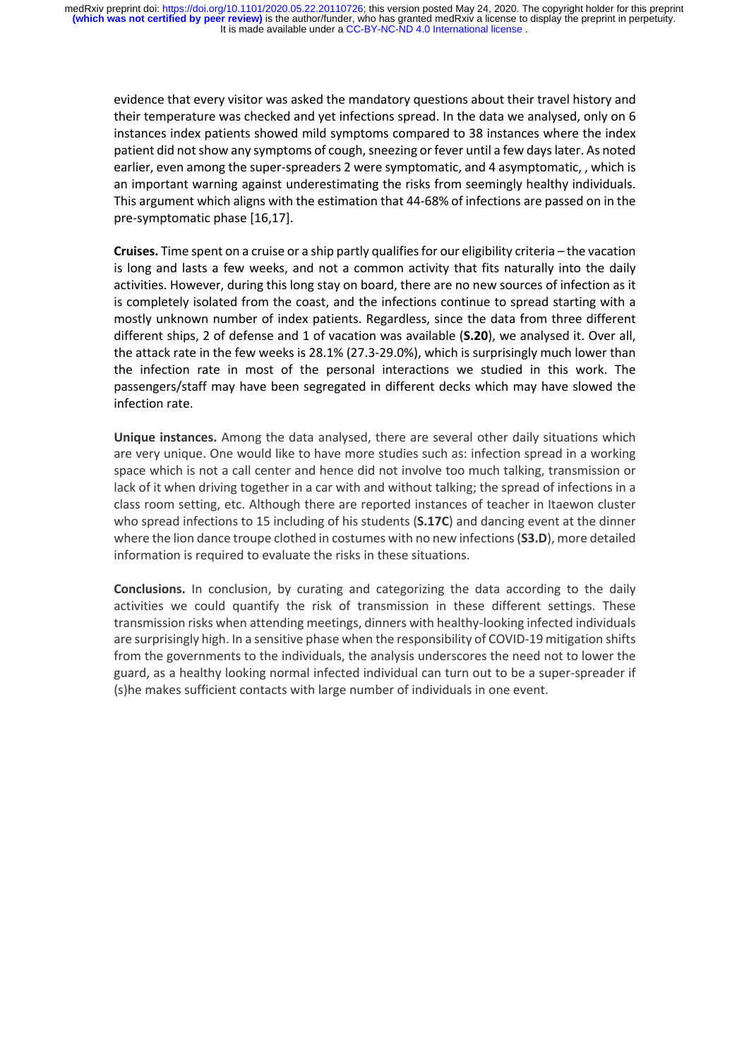evidence that every visitor was asked the mandatory questions about their travel history and their temperature was checked and yet infections spread. In the data we analysed, only on 6 instances index patients showed mild symptoms compared to 38 instances where the index patient did not show any symptoms of cough, sneezing or fever until a few days later. As noted earlier, even among the super-spreaders 2 were symptomatic, and 4 asymptomatic, , which is an important warning against underestimating the risks from seemingly healthy individuals. This argument which aligns with the estimation that 44-68% of infections are passed on in the pre-symptomatic phase [16,17].

**Cruises.** Time spent on a cruise or a ship partly qualifies for our eligibility criteria – the vacation is long and lasts a few weeks, and not a common activity that fits naturally into the daily activities. However, during this long stay on board, there are no new sources of infection as it is completely isolated from the coast, and the infections continue to spread starting with a mostly unknown number of index patients. Regardless, since the data from three different different ships, 2 of defense and 1 of vacation was available (**S.20**), we analysed it. Over all, the attack rate in the few weeks is 28.1% (27.3-29.0%), which is surprisingly much lower than the infection rate in most of the personal interactions we studied in this work. The passengers/staff may have been segregated in different decks which may have slowed the infection rate.

**Unique instances.** Among the data analysed, there are several other daily situations which are very unique. One would like to have more studies such as: infection spread in a working space which is not a call center and hence did not involve too much talking, transmission or lack of it when driving together in a car with and without talking; the spread of infections in a class room setting, etc. Although there are reported instances of teacher in Itaewon cluster who spread infections to 15 including of his students (**S.17C**) and dancing event at the dinner where the lion dance troupe clothed in costumes with no new infections (**S3.D**), more detailed information is required to evaluate the risks in these situations.

**Conclusions.** In conclusion, by curating and categorizing the data according to the daily activities we could quantify the risk of transmission in these different settings. These transmission risks when attending meetings, dinners with healthy-looking infected individuals are surprisingly high. In a sensitive phase when the responsibility of COVID-19 mitigation shifts from the governments to the individuals, the analysis underscores the need not to lower the guard, as a healthy looking normal infected individual can turn out to be a super-spreader if (s)he makes sufficient contacts with large number of individuals in one event.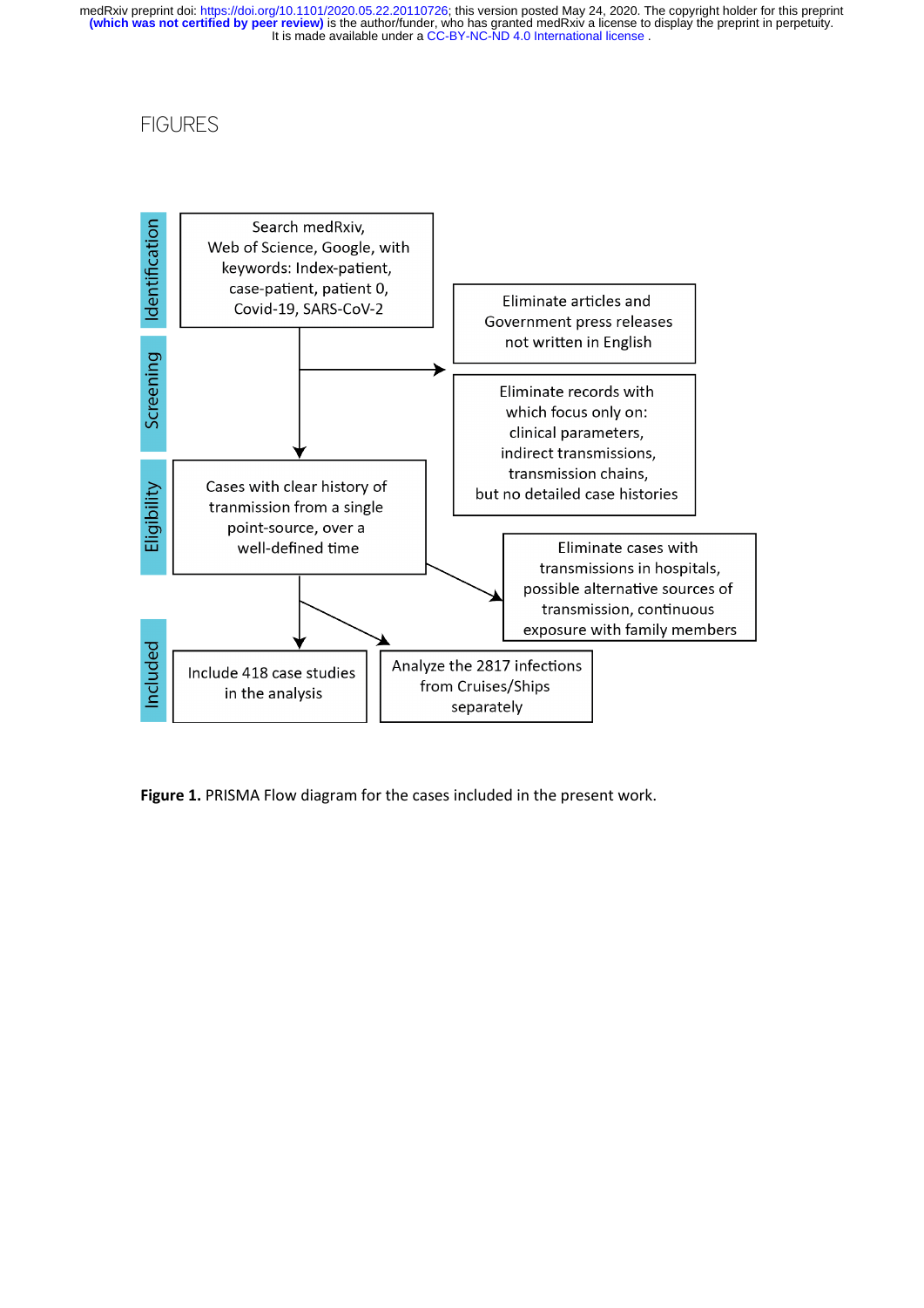# FIGURES

Identification

Search medRxiv, Web of Science, Google, with keywords: Index-patient, case-patient, patient 0, Covid-19, SARS-CoV-2

Screening

Eliminate articles and Government press releases not written in English

Eliminate records with which focus only on: clinical parameters, indirect transmissions, transmission chains, but no detailed case histories

Eligibility

Cases with clear history of tranmission from a single point-source, over a well-defined time

Eliminate cases with transmissions in hospitals, possible alternative sources of transmission, continuous exposure with family members

Included

Include 418 case studies in the analysis

Analyze the 2817 infections from Cruises/Ships separately

**Figure 1.** PRISMA Flow diagram for the cases included in the present work.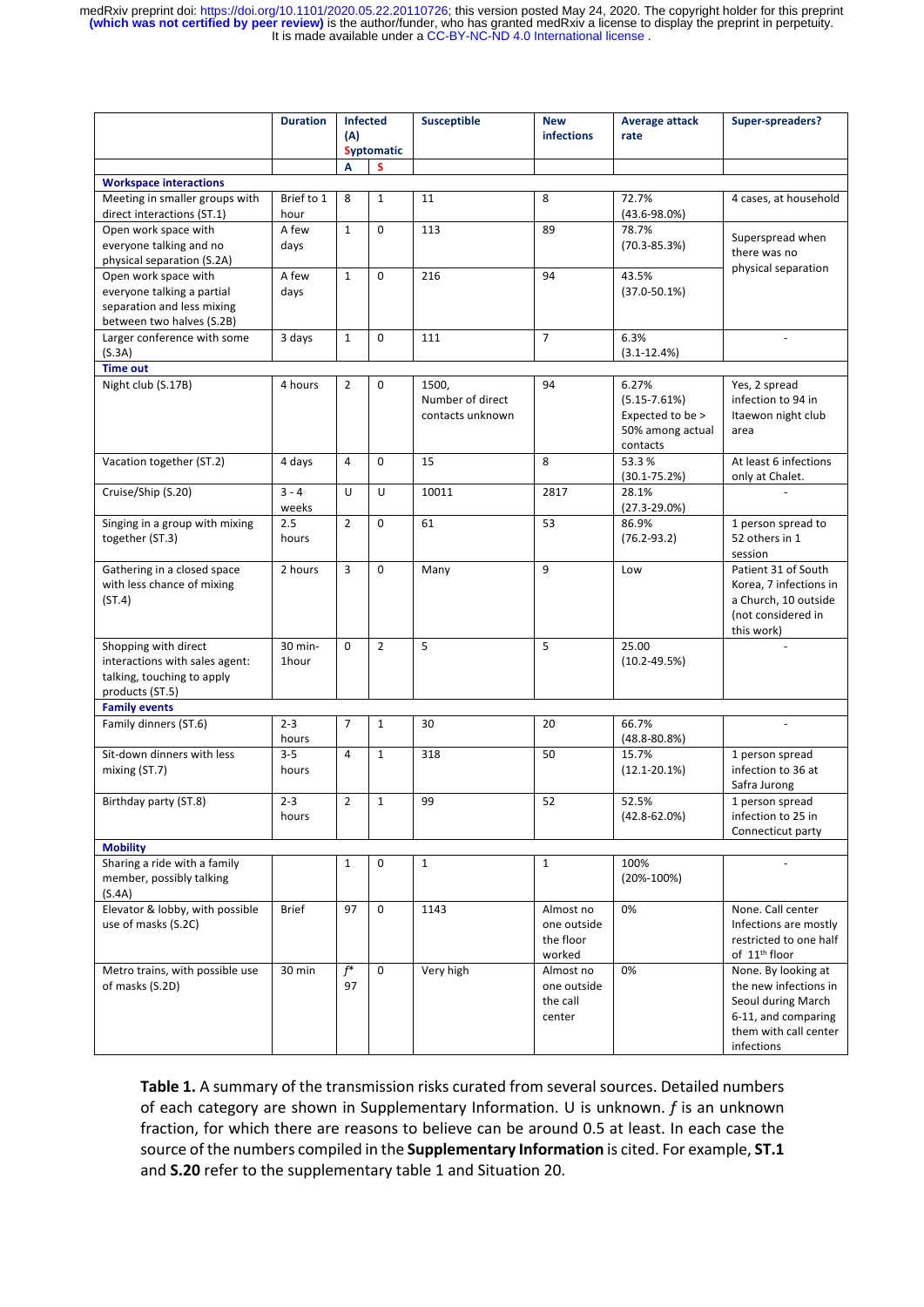| | Duration | Infected (A) Syptomatic | | Susceptible | New infections | Average attack rate | Super-spreaders? |
|---|---|---|---|---|---|---|---|
| | | A | S | | | | |
| **Workspace interactions** | | | | | | | |
| Meeting in smaller groups with direct interactions (ST.1) | Brief to 1 hour | 8 | 1 | 11 | 8 | 72.7% (43.6-98.0%) | 4 cases, at household |
| Open work space with everyone talking and no physical separation (S.2A) | A few days | 1 | 0 | 113 | 89 | 78.7% (70.3-85.3%) | Superspread when there was no physical separation |
| Open work space with everyone talking a partial separation and less mixing between two halves (S.2B) | A few days | 1 | 0 | 216 | 94 | 43.5% (37.0-50.1%) | |
| Larger conference with some (S.3A) | 3 days | 1 | 0 | 111 | 7 | 6.3% (3.1-12.4%) | - |
| **Time out** | | | | | | | |
| Night club (S.17B) | 4 hours | 2 | 0 | 1500, Number of direct contacts unknown | 94 | 6.27% (5.15-7.61%) Expected to be > 50% among actual contacts | Yes, 2 spread infection to 94 in Itaewon night club area |
| Vacation together (ST.2) | 4 days | 4 | 0 | 15 | 8 | 53.3 % (30.1-75.2%) | At least 6 infections only at Chalet. |
| Cruise/Ship (S.20) | 3 - 4 weeks | U | U | 10011 | 2817 | 28.1% (27.3-29.0%) | - |
| Singing in a group with mixing together (ST.3) | 2.5 hours | 2 | 0 | 61 | 53 | 86.9% (76.2-93.2) | 1 person spread to 52 others in 1 session |
| Gathering in a closed space with less chance of mixing (ST.4) | 2 hours | 3 | 0 | Many | 9 | Low | Patient 31 of South Korea, 7 infections in a Church, 10 outside (not considered in this work) |
| Shopping with direct interactions with sales agent: talking, touching to apply products (ST.5) | 30 min-1hour | 0 | 2 | 5 | 5 | 25.00 (10.2-49.5%) | - |
| **Family events** | | | | | | | |
| Family dinners (ST.6) | 2-3 hours | 7 | 1 | 30 | 20 | 66.7% (48.8-80.8%) | - |
| Sit-down dinners with less mixing (ST.7) | 3-5 hours | 4 | 1 | 318 | 50 | 15.7% (12.1-20.1%) | 1 person spread infection to 36 at Safra Jurong |
| Birthday party (ST.8) | 2-3 hours | 2 | 1 | 99 | 52 | 52.5% (42.8-62.0%) | 1 person spread infection to 25 in Connecticut party |
| **Mobility** | | | | | | | |
| Sharing a ride with a family member, possibly talking (S.4A) | | 1 | 0 | 1 | 1 | 100% (20%-100%) | - |
| Elevator & lobby, with possible use of masks (S.2C) | Brief | 97 | 0 | 1143 | Almost no one outside the floor worked | 0% | None. Call center Infections are mostly restricted to one half of 11th floor |
| Metro trains, with possible use of masks (S.2D) | 30 min | $f$* 97 | 0 | Very high | Almost no one outside the call center | 0% | None. By looking at the new infections in Seoul during March 6-11, and comparing them with call center infections |

**Table 1.** A summary of the transmission risks curated from several sources. Detailed numbers of each category are shown in Supplementary Information. U is unknown. $f$ is an unknown fraction, for which there are reasons to believe can be around 0.5 at least. In each case the source of the numbers compiled in the **Supplementary Information** is cited. For example, **ST.1** and **S.20** refer to the supplementary table 1 and Situation 20.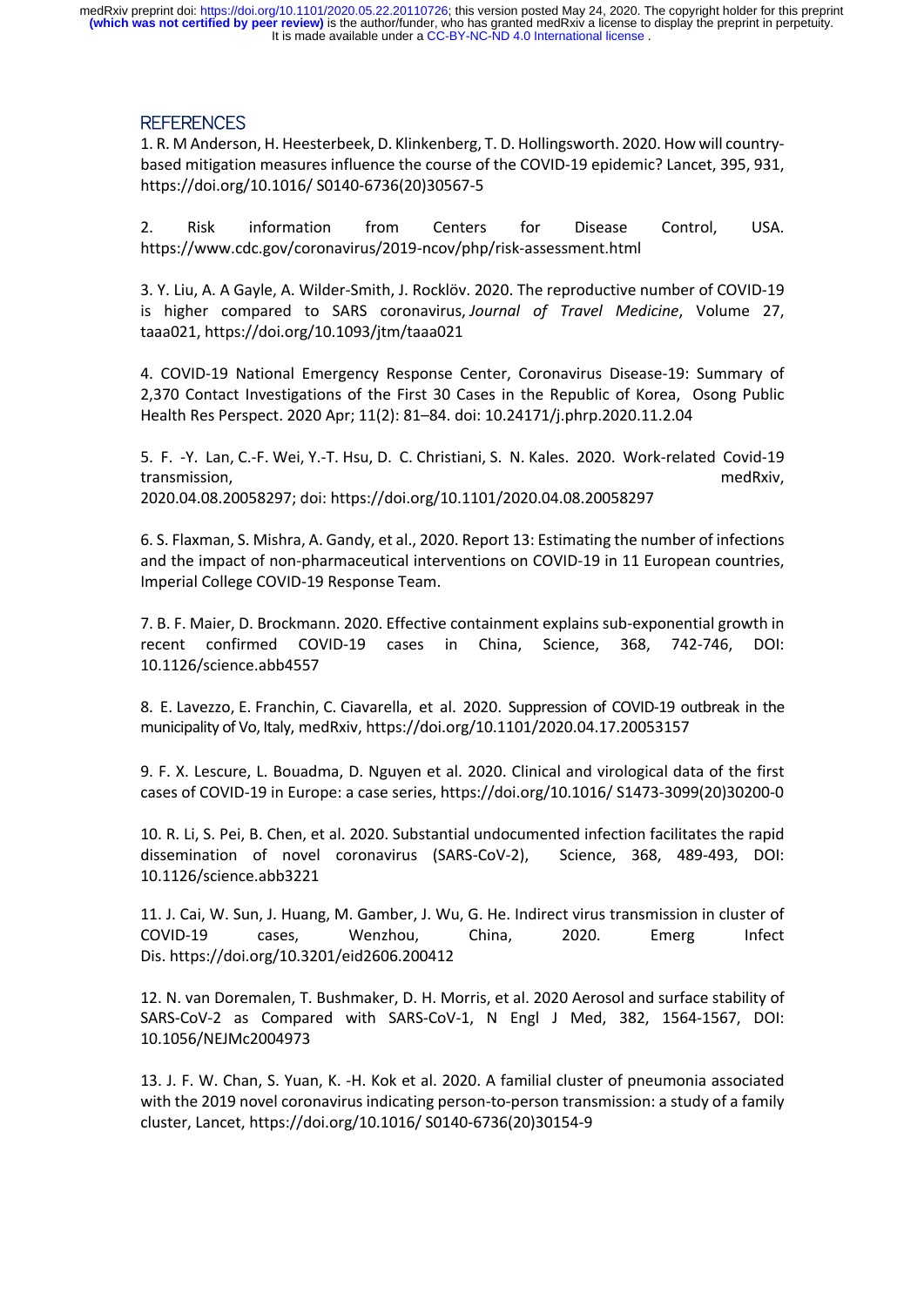## REFERENCES

1. R. M Anderson, H. Heesterbeek, D. Klinkenberg, T. D. Hollingsworth. 2020. How will country-based mitigation measures influence the course of the COVID-19 epidemic? Lancet, 395, 931, https://doi.org/10.1016/ S0140-6736(20)30567-5

2. Risk information from Centers for Disease Control, USA. https://www.cdc.gov/coronavirus/2019-ncov/php/risk-assessment.html

3. Y. Liu, A. A Gayle, A. Wilder-Smith, J. Rocklöv. 2020. The reproductive number of COVID-19 is higher compared to SARS coronavirus, *Journal of Travel Medicine*, Volume 27, taaa021, https://doi.org/10.1093/jtm/taaa021

4. COVID-19 National Emergency Response Center, Coronavirus Disease-19: Summary of 2,370 Contact Investigations of the First 30 Cases in the Republic of Korea, Osong Public Health Res Perspect. 2020 Apr; 11(2): 81–84. doi: 10.24171/j.phrp.2020.11.2.04

5. F. -Y. Lan, C.-F. Wei, Y.-T. Hsu, D. C. Christiani, S. N. Kales. 2020. Work-related Covid-19 transmission, medRxiv, 2020.04.08.20058297; doi: https://doi.org/10.1101/2020.04.08.20058297

6. S. Flaxman, S. Mishra, A. Gandy, et al., 2020. Report 13: Estimating the number of infections and the impact of non-pharmaceutical interventions on COVID-19 in 11 European countries, Imperial College COVID-19 Response Team.

7. B. F. Maier, D. Brockmann. 2020. Effective containment explains sub-exponential growth in recent confirmed COVID-19 cases in China, Science, 368, 742-746, DOI: 10.1126/science.abb4557

8. E. Lavezzo, E. Franchin, C. Ciavarella, et al. 2020. Suppression of COVID-19 outbreak in the municipality of Vo, Italy, medRxiv, https://doi.org/10.1101/2020.04.17.20053157

9. F. X. Lescure, L. Bouadma, D. Nguyen et al. 2020. Clinical and virological data of the first cases of COVID-19 in Europe: a case series, https://doi.org/10.1016/ S1473-3099(20)30200-0

10. R. Li, S. Pei, B. Chen, et al. 2020. Substantial undocumented infection facilitates the rapid dissemination of novel coronavirus (SARS-CoV-2), Science, 368, 489-493, DOI: 10.1126/science.abb3221

11. J. Cai, W. Sun, J. Huang, M. Gamber, J. Wu, G. He. Indirect virus transmission in cluster of COVID-19 cases, Wenzhou, China, 2020. Emerg Infect Dis. https://doi.org/10.3201/eid2606.200412

12. N. van Doremalen, T. Bushmaker, D. H. Morris, et al. 2020 Aerosol and surface stability of SARS-CoV-2 as Compared with SARS-CoV-1, N Engl J Med, 382, 1564-1567, DOI: 10.1056/NEJMc2004973

13. J. F. W. Chan, S. Yuan, K. -H. Kok et al. 2020. A familial cluster of pneumonia associated with the 2019 novel coronavirus indicating person-to-person transmission: a study of a family cluster, Lancet, https://doi.org/10.1016/ S0140-6736(20)30154-9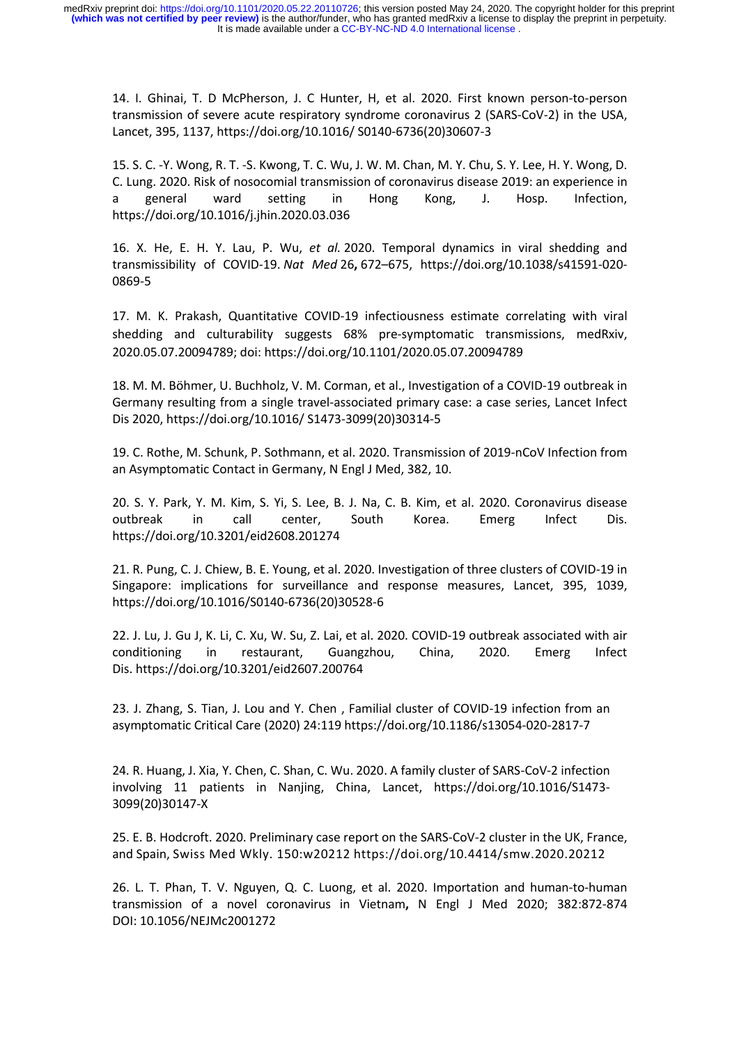14. I. Ghinai, T. D McPherson, J. C Hunter, H, et al. 2020. First known person-to-person transmission of severe acute respiratory syndrome coronavirus 2 (SARS-CoV-2) in the USA, Lancet, 395, 1137, https://doi.org/10.1016/ S0140-6736(20)30607-3

15. S. C. -Y. Wong, R. T. -S. Kwong, T. C. Wu, J. W. M. Chan, M. Y. Chu, S. Y. Lee, H. Y. Wong, D. C. Lung. 2020. Risk of nosocomial transmission of coronavirus disease 2019: an experience in a general ward setting in Hong Kong, J. Hosp. Infection, https://doi.org/10.1016/j.jhin.2020.03.036

16. X. He, E. H. Y. Lau, P. Wu, *et al.* 2020. Temporal dynamics in viral shedding and transmissibility of COVID-19. *Nat Med* 26**,** 672–675, https://doi.org/10.1038/s41591-020-0869-5

17. M. K. Prakash, Quantitative COVID-19 infectiousness estimate correlating with viral shedding and culturability suggests 68% pre-symptomatic transmissions, medRxiv, 2020.05.07.20094789; doi: https://doi.org/10.1101/2020.05.07.20094789

18. M. M. Böhmer, U. Buchholz, V. M. Corman, et al., Investigation of a COVID-19 outbreak in Germany resulting from a single travel-associated primary case: a case series, Lancet Infect Dis 2020, https://doi.org/10.1016/ S1473-3099(20)30314-5

19. C. Rothe, M. Schunk, P. Sothmann, et al. 2020. Transmission of 2019-nCoV Infection from an Asymptomatic Contact in Germany, N Engl J Med, 382, 10.

20. S. Y. Park, Y. M. Kim, S. Yi, S. Lee, B. J. Na, C. B. Kim, et al. 2020. Coronavirus disease outbreak in call center, South Korea. Emerg Infect Dis. https://doi.org/10.3201/eid2608.201274

21. R. Pung, C. J. Chiew, B. E. Young, et al. 2020. Investigation of three clusters of COVID-19 in Singapore: implications for surveillance and response measures, Lancet, 395, 1039, https://doi.org/10.1016/S0140-6736(20)30528-6

22. J. Lu, J. Gu J, K. Li, C. Xu, W. Su, Z. Lai, et al. 2020. COVID-19 outbreak associated with air conditioning in restaurant, Guangzhou, China, 2020. Emerg Infect Dis. https://doi.org/10.3201/eid2607.200764

23. J. Zhang, S. Tian, J. Lou and Y. Chen , Familial cluster of COVID-19 infection from an asymptomatic Critical Care (2020) 24:119 https://doi.org/10.1186/s13054-020-2817-7

24. R. Huang, J. Xia, Y. Chen, C. Shan, C. Wu. 2020. A family cluster of SARS-CoV-2 infection involving 11 patients in Nanjing, China, Lancet, https://doi.org/10.1016/S1473-3099(20)30147-X

25. E. B. Hodcroft. 2020. Preliminary case report on the SARS-CoV-2 cluster in the UK, France, and Spain, Swiss Med Wkly. 150:w20212 https://doi.org/10.4414/smw.2020.20212

26. L. T. Phan, T. V. Nguyen, Q. C. Luong, et al. 2020. Importation and human-to-human transmission of a novel coronavirus in Vietnam**,** N Engl J Med 2020; 382:872-874 DOI: 10.1056/NEJMc2001272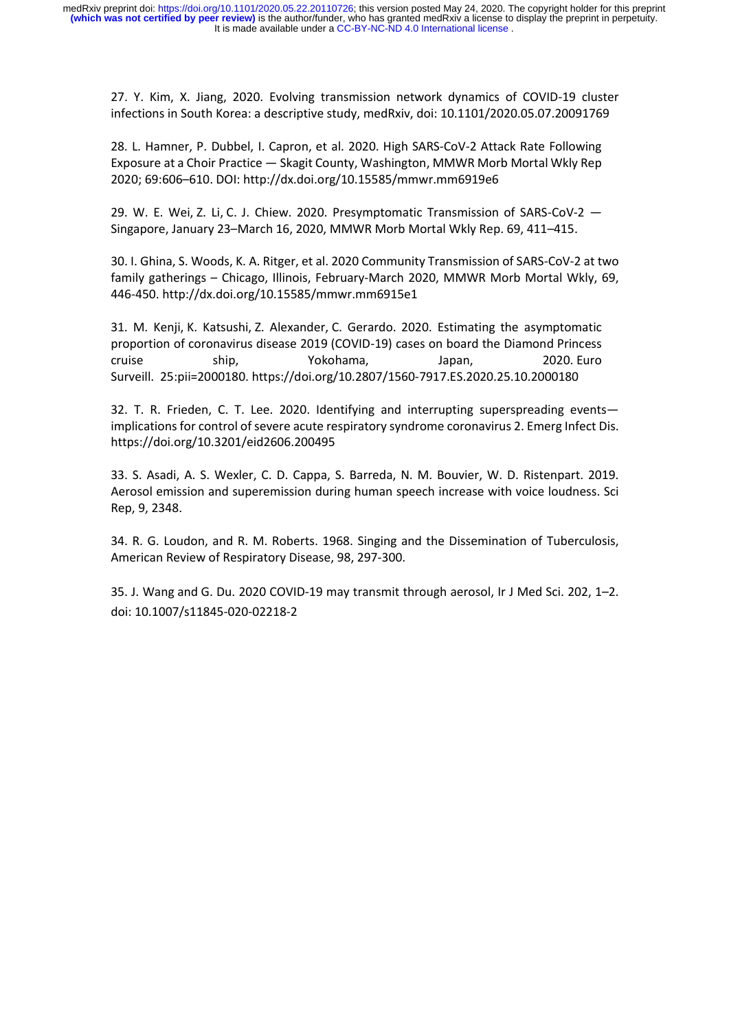27. Y. Kim, X. Jiang, 2020. Evolving transmission network dynamics of COVID-19 cluster infections in South Korea: a descriptive study, medRxiv, doi: 10.1101/2020.05.07.20091769

28. L. Hamner, P. Dubbel, I. Capron, et al. 2020. High SARS-CoV-2 Attack Rate Following Exposure at a Choir Practice — Skagit County, Washington, MMWR Morb Mortal Wkly Rep 2020; 69:606–610. DOI: http://dx.doi.org/10.15585/mmwr.mm6919e6

29. W. E. Wei, Z. Li, C. J. Chiew. 2020. Presymptomatic Transmission of SARS-CoV-2 — Singapore, January 23–March 16, 2020, MMWR Morb Mortal Wkly Rep. 69, 411–415.

30. I. Ghina, S. Woods, K. A. Ritger, et al. 2020 Community Transmission of SARS-CoV-2 at two family gatherings – Chicago, Illinois, February-March 2020, MMWR Morb Mortal Wkly, 69, 446-450. http://dx.doi.org/10.15585/mmwr.mm6915e1

31. M. Kenji, K. Katsushi, Z. Alexander, C. Gerardo. 2020. Estimating the asymptomatic proportion of coronavirus disease 2019 (COVID-19) cases on board the Diamond Princess cruise ship, Yokohama, Japan, 2020. Euro Surveill. 25:pii=2000180. https://doi.org/10.2807/1560-7917.ES.2020.25.10.2000180

32. T. R. Frieden, C. T. Lee. 2020. Identifying and interrupting superspreading events—implications for control of severe acute respiratory syndrome coronavirus 2. Emerg Infect Dis. https://doi.org/10.3201/eid2606.200495

33. S. Asadi, A. S. Wexler, C. D. Cappa, S. Barreda, N. M. Bouvier, W. D. Ristenpart. 2019. Aerosol emission and superemission during human speech increase with voice loudness. Sci Rep, 9, 2348.

34. R. G. Loudon, and R. M. Roberts. 1968. Singing and the Dissemination of Tuberculosis, American Review of Respiratory Disease, 98, 297-300.

35. J. Wang and G. Du. 2020 COVID-19 may transmit through aerosol, Ir J Med Sci. 202, 1–2. doi: 10.1007/s11845-020-02218-2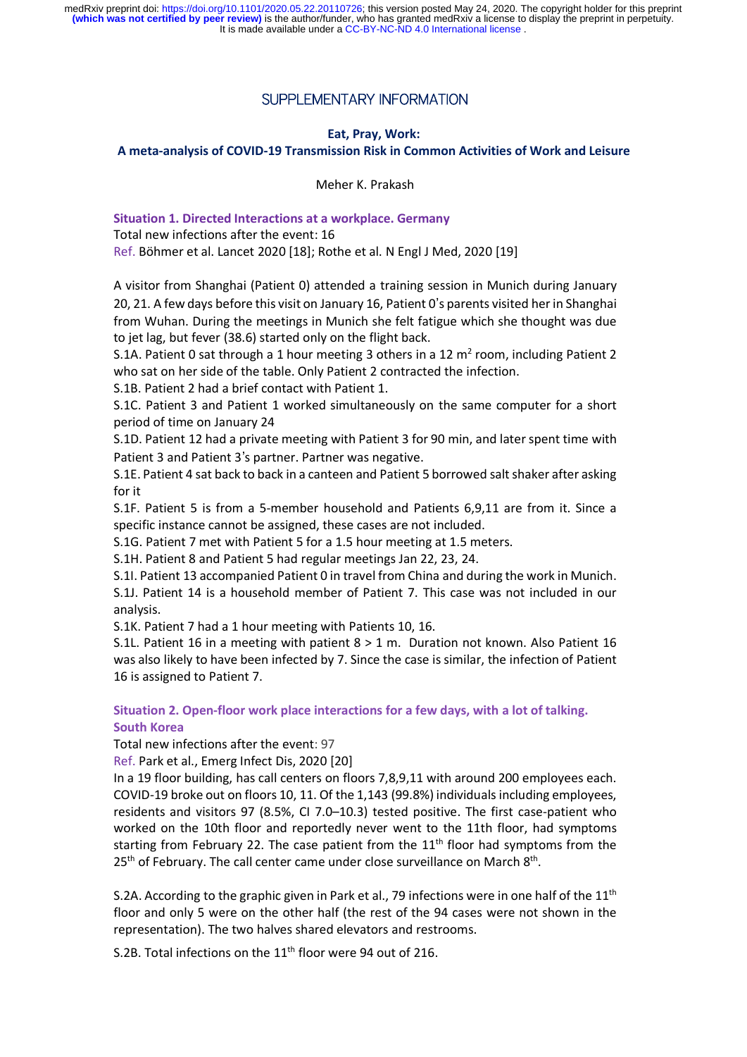# SUPPLEMENTARY INFORMATION

**Eat, Pray, Work:**
**A meta-analysis of COVID-19 Transmission Risk in Common Activities of Work and Leisure**

Meher K. Prakash

### Situation 1. Directed Interactions at a workplace. Germany

Total new infections after the event: 16

Ref. Böhmer et al. Lancet 2020 [18]; Rothe et al. N Engl J Med, 2020 [19]

A visitor from Shanghai (Patient 0) attended a training session in Munich during January 20, 21. A few days before this visit on January 16, Patient 0's parents visited her in Shanghai from Wuhan. During the meetings in Munich she felt fatigue which she thought was due to jet lag, but fever (38.6) started only on the flight back.

S.1A. Patient 0 sat through a 1 hour meeting 3 others in a 12 $m^2$ room, including Patient 2 who sat on her side of the table. Only Patient 2 contracted the infection.

S.1B. Patient 2 had a brief contact with Patient 1.

S.1C. Patient 3 and Patient 1 worked simultaneously on the same computer for a short period of time on January 24

S.1D. Patient 12 had a private meeting with Patient 3 for 90 min, and later spent time with Patient 3 and Patient 3's partner. Partner was negative.

S.1E. Patient 4 sat back to back in a canteen and Patient 5 borrowed salt shaker after asking for it

S.1F. Patient 5 is from a 5-member household and Patients 6,9,11 are from it. Since a specific instance cannot be assigned, these cases are not included.

S.1G. Patient 7 met with Patient 5 for a 1.5 hour meeting at 1.5 meters.

S.1H. Patient 8 and Patient 5 had regular meetings Jan 22, 23, 24.

S.1I. Patient 13 accompanied Patient 0 in travel from China and during the work in Munich.

S.1J. Patient 14 is a household member of Patient 7. This case was not included in our analysis.

S.1K. Patient 7 had a 1 hour meeting with Patients 10, 16.

S.1L. Patient 16 in a meeting with patient 8 > 1 m. Duration not known. Also Patient 16 was also likely to have been infected by 7. Since the case is similar, the infection of Patient 16 is assigned to Patient 7.

### Situation 2. Open-floor work place interactions for a few days, with a lot of talking. South Korea

Total new infections after the event: 97

Ref. Park et al., Emerg Infect Dis, 2020 [20]

In a 19 floor building, has call centers on floors 7,8,9,11 with around 200 employees each. COVID-19 broke out on floors 10, 11. Of the 1,143 (99.8%) individuals including employees, residents and visitors 97 (8.5%, CI 7.0–10.3) tested positive. The first case-patient who worked on the 10th floor and reportedly never went to the 11th floor, had symptoms starting from February 22. The case patient from the 11th floor had symptoms from the 25th of February. The call center came under close surveillance on March 8th.

S.2A. According to the graphic given in Park et al., 79 infections were in one half of the 11th floor and only 5 were on the other half (the rest of the 94 cases were not shown in the representation). The two halves shared elevators and restrooms.

S.2B. Total infections on the 11th floor were 94 out of 216.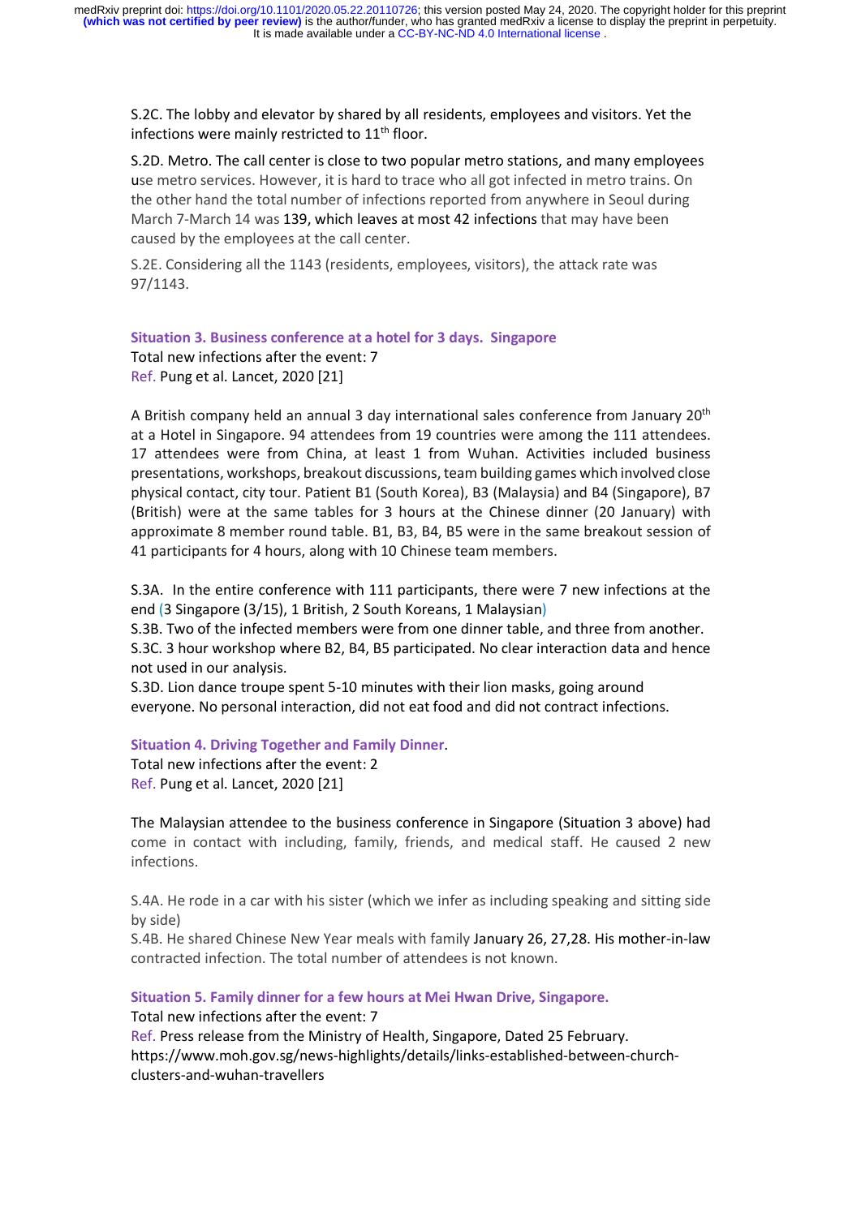S.2C. The lobby and elevator by shared by all residents, employees and visitors. Yet the infections were mainly restricted to 11th floor.

S.2D. Metro. The call center is close to two popular metro stations, and many employees use metro services. However, it is hard to trace who all got infected in metro trains. On the other hand the total number of infections reported from anywhere in Seoul during March 7-March 14 was 139, which leaves at most 42 infections that may have been caused by the employees at the call center.

S.2E. Considering all the 1143 (residents, employees, visitors), the attack rate was 97/1143.

### Situation 3. Business conference at a hotel for 3 days. Singapore

Total new infections after the event: 7
Ref. Pung et al. Lancet, 2020 [21]

A British company held an annual 3 day international sales conference from January 20th at a Hotel in Singapore. 94 attendees from 19 countries were among the 111 attendees. 17 attendees were from China, at least 1 from Wuhan. Activities included business presentations, workshops, breakout discussions, team building games which involved close physical contact, city tour. Patient B1 (South Korea), B3 (Malaysia) and B4 (Singapore), B7 (British) were at the same tables for 3 hours at the Chinese dinner (20 January) with approximate 8 member round table. B1, B3, B4, B5 were in the same breakout session of 41 participants for 4 hours, along with 10 Chinese team members.

S.3A. In the entire conference with 111 participants, there were 7 new infections at the end (3 Singapore (3/15), 1 British, 2 South Koreans, 1 Malaysian)
S.3B. Two of the infected members were from one dinner table, and three from another.
S.3C. 3 hour workshop where B2, B4, B5 participated. No clear interaction data and hence not used in our analysis.
S.3D. Lion dance troupe spent 5-10 minutes with their lion masks, going around everyone. No personal interaction, did not eat food and did not contract infections.

### Situation 4. Driving Together and Family Dinner.

Total new infections after the event: 2
Ref. Pung et al. Lancet, 2020 [21]

The Malaysian attendee to the business conference in Singapore (Situation 3 above) had come in contact with including, family, friends, and medical staff. He caused 2 new infections.

S.4A. He rode in a car with his sister (which we infer as including speaking and sitting side by side)
S.4B. He shared Chinese New Year meals with family January 26, 27,28. His mother-in-law contracted infection. The total number of attendees is not known.

### Situation 5. Family dinner for a few hours at Mei Hwan Drive, Singapore.

Total new infections after the event: 7
Ref. Press release from the Ministry of Health, Singapore, Dated 25 February. https://www.moh.gov.sg/news-highlights/details/links-established-between-church-clusters-and-wuhan-travellers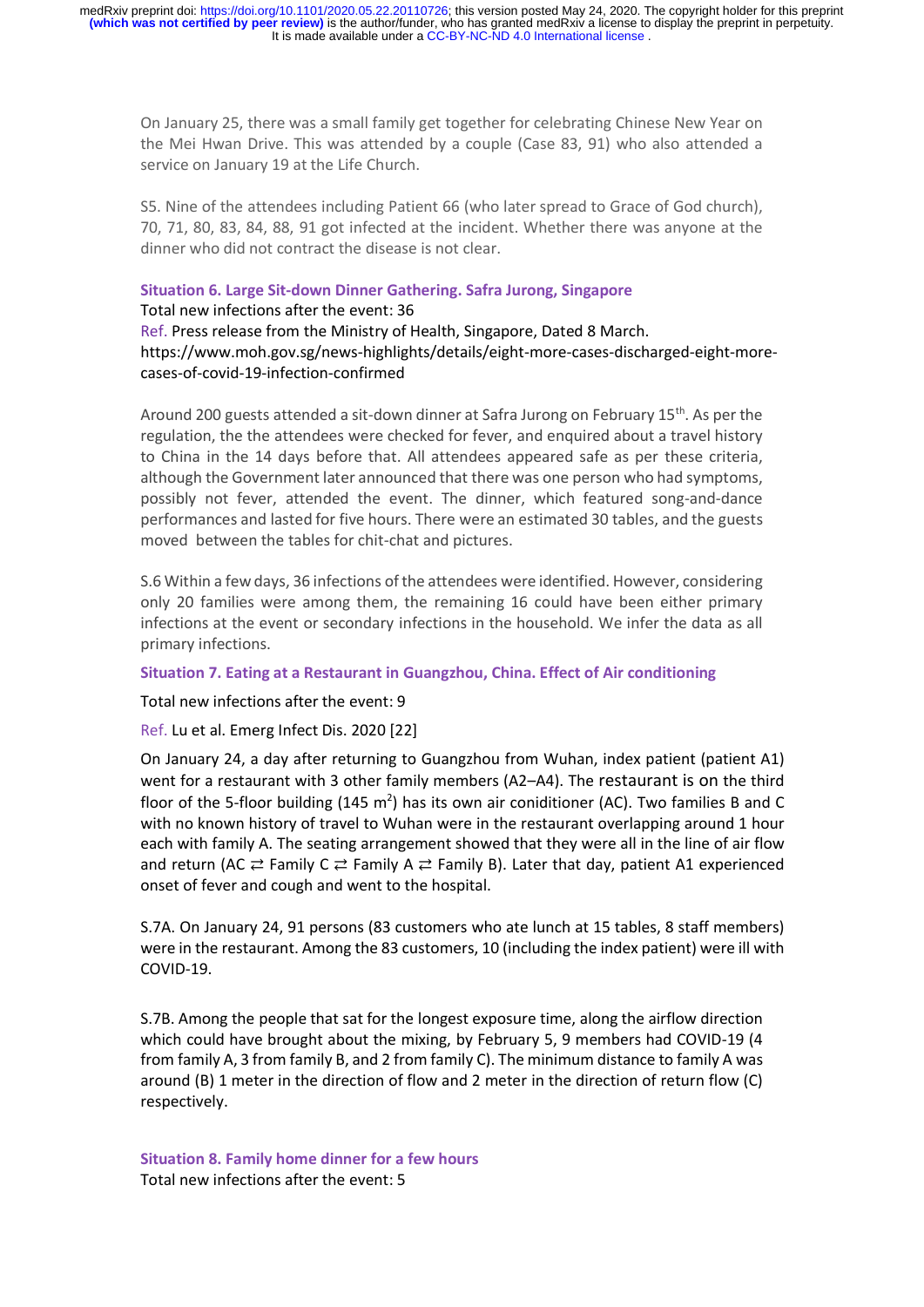On January 25, there was a small family get together for celebrating Chinese New Year on the Mei Hwan Drive. This was attended by a couple (Case 83, 91) who also attended a service on January 19 at the Life Church.

S5. Nine of the attendees including Patient 66 (who later spread to Grace of God church), 70, 71, 80, 83, 84, 88, 91 got infected at the incident. Whether there was anyone at the dinner who did not contract the disease is not clear.

### Situation 6. Large Sit-down Dinner Gathering. Safra Jurong, Singapore

Total new infections after the event: 36

Ref. Press release from the Ministry of Health, Singapore, Dated 8 March. https://www.moh.gov.sg/news-highlights/details/eight-more-cases-discharged-eight-more-cases-of-covid-19-infection-confirmed

Around 200 guests attended a sit-down dinner at Safra Jurong on February 15th. As per the regulation, the the attendees were checked for fever, and enquired about a travel history to China in the 14 days before that. All attendees appeared safe as per these criteria, although the Government later announced that there was one person who had symptoms, possibly not fever, attended the event. The dinner, which featured song-and-dance performances and lasted for five hours. There were an estimated 30 tables, and the guests moved between the tables for chit-chat and pictures.

S.6 Within a few days, 36 infections of the attendees were identified. However, considering only 20 families were among them, the remaining 16 could have been either primary infections at the event or secondary infections in the household. We infer the data as all primary infections.

### Situation 7. Eating at a Restaurant in Guangzhou, China. Effect of Air conditioning

Total new infections after the event: 9

Ref. Lu et al. Emerg Infect Dis. 2020 [22]

On January 24, a day after returning to Guangzhou from Wuhan, index patient (patient A1) went for a restaurant with 3 other family members (A2–A4). The restaurant is on the third floor of the 5-floor building (145 m$^2$) has its own air coniditioner (AC). Two families B and C with no known history of travel to Wuhan were in the restaurant overlapping around 1 hour each with family A. The seating arrangement showed that they were all in the line of air flow and return (AC ⇄ Family C ⇄ Family A ⇄ Family B). Later that day, patient A1 experienced onset of fever and cough and went to the hospital.

S.7A. On January 24, 91 persons (83 customers who ate lunch at 15 tables, 8 staff members) were in the restaurant. Among the 83 customers, 10 (including the index patient) were ill with COVID-19.

S.7B. Among the people that sat for the longest exposure time, along the airflow direction which could have brought about the mixing, by February 5, 9 members had COVID-19 (4 from family A, 3 from family B, and 2 from family C). The minimum distance to family A was around (B) 1 meter in the direction of flow and 2 meter in the direction of return flow (C) respectively.

### Situation 8. Family home dinner for a few hours

Total new infections after the event: 5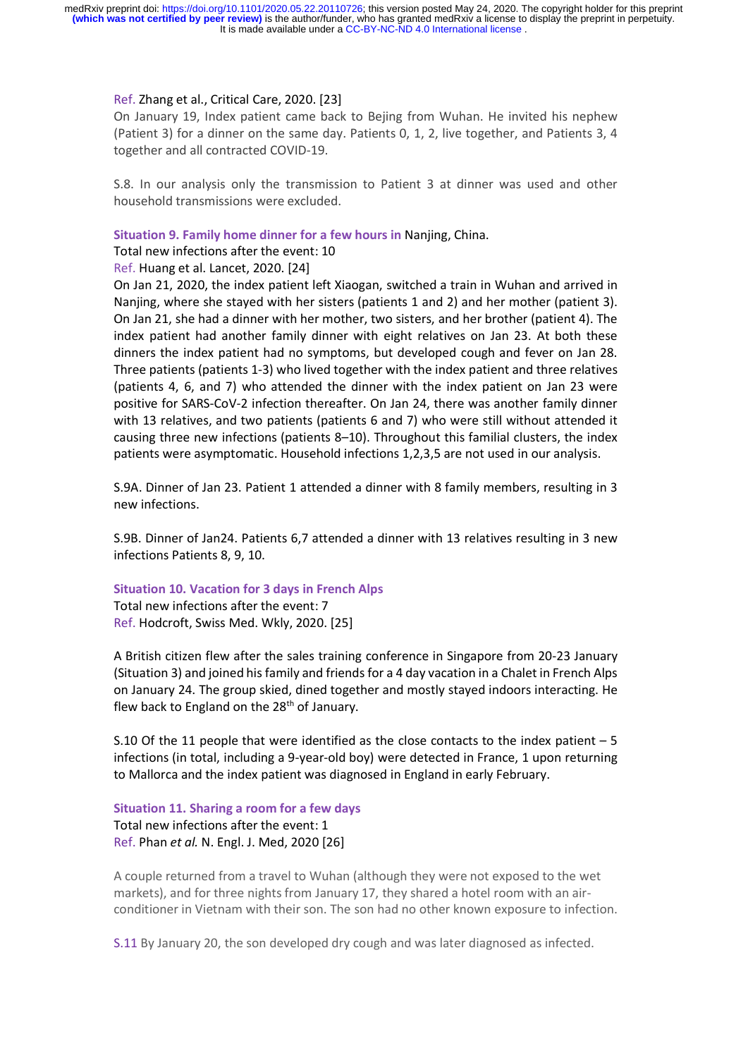Ref. Zhang et al., Critical Care, 2020. [23]

On January 19, Index patient came back to Bejing from Wuhan. He invited his nephew (Patient 3) for a dinner on the same day. Patients 0, 1, 2, live together, and Patients 3, 4 together and all contracted COVID-19.

S.8. In our analysis only the transmission to Patient 3 at dinner was used and other household transmissions were excluded.

**Situation 9. Family home dinner for a few hours in** Nanjing, China.

Total new infections after the event: 10

Ref. Huang et al. Lancet, 2020. [24]

On Jan 21, 2020, the index patient left Xiaogan, switched a train in Wuhan and arrived in Nanjing, where she stayed with her sisters (patients 1 and 2) and her mother (patient 3). On Jan 21, she had a dinner with her mother, two sisters, and her brother (patient 4). The index patient had another family dinner with eight relatives on Jan 23. At both these dinners the index patient had no symptoms, but developed cough and fever on Jan 28. Three patients (patients 1-3) who lived together with the index patient and three relatives (patients 4, 6, and 7) who attended the dinner with the index patient on Jan 23 were positive for SARS-CoV-2 infection thereafter. On Jan 24, there was another family dinner with 13 relatives, and two patients (patients 6 and 7) who were still without attended it causing three new infections (patients 8–10). Throughout this familial clusters, the index patients were asymptomatic. Household infections 1,2,3,5 are not used in our analysis.

S.9A. Dinner of Jan 23. Patient 1 attended a dinner with 8 family members, resulting in 3 new infections.

S.9B. Dinner of Jan24. Patients 6,7 attended a dinner with 13 relatives resulting in 3 new infections Patients 8, 9, 10.

**Situation 10. Vacation for 3 days in French Alps**

Total new infections after the event: 7

Ref. Hodcroft, Swiss Med. Wkly, 2020. [25]

A British citizen flew after the sales training conference in Singapore from 20-23 January (Situation 3) and joined his family and friends for a 4 day vacation in a Chalet in French Alps on January 24. The group skied, dined together and mostly stayed indoors interacting. He flew back to England on the 28th of January.

S.10 Of the 11 people that were identified as the close contacts to the index patient – 5 infections (in total, including a 9-year-old boy) were detected in France, 1 upon returning to Mallorca and the index patient was diagnosed in England in early February.

**Situation 11. Sharing a room for a few days**

Total new infections after the event: 1

Ref. Phan *et al.* N. Engl. J. Med, 2020 [26]

A couple returned from a travel to Wuhan (although they were not exposed to the wet markets), and for three nights from January 17, they shared a hotel room with an air-conditioner in Vietnam with their son. The son had no other known exposure to infection.

S.11 By January 20, the son developed dry cough and was later diagnosed as infected.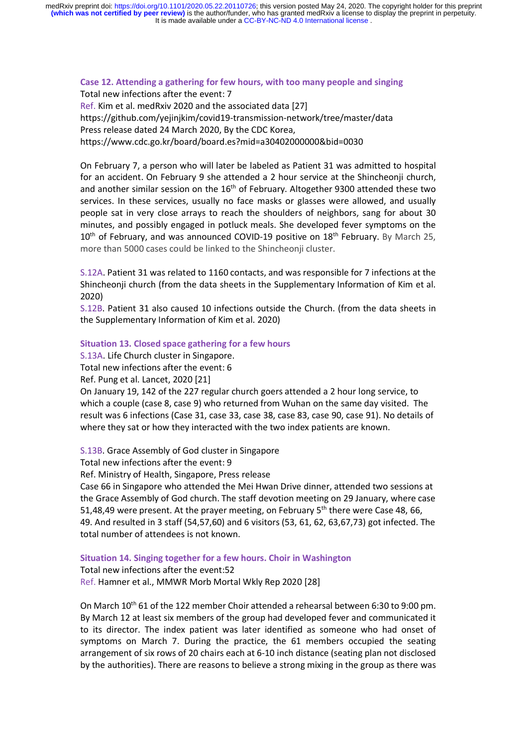### Case 12. Attending a gathering for few hours, with too many people and singing

Total new infections after the event: 7

Ref. Kim et al. medRxiv 2020 and the associated data [27]

https://github.com/yejinjkim/covid19-transmission-network/tree/master/data

Press release dated 24 March 2020, By the CDC Korea,

https://www.cdc.go.kr/board/board.es?mid=a30402000000&bid=0030

On February 7, a person who will later be labeled as Patient 31 was admitted to hospital for an accident. On February 9 she attended a 2 hour service at the Shincheonji church, and another similar session on the 16th of February. Altogether 9300 attended these two services. In these services, usually no face masks or glasses were allowed, and usually people sat in very close arrays to reach the shoulders of neighbors, sang for about 30 minutes, and possibly engaged in potluck meals. She developed fever symptoms on the 10th of February, and was announced COVID-19 positive on 18th February. By March 25, more than 5000 cases could be linked to the Shincheonji cluster.

S.12A. Patient 31 was related to 1160 contacts, and was responsible for 7 infections at the Shincheonji church (from the data sheets in the Supplementary Information of Kim et al. 2020)

S.12B. Patient 31 also caused 10 infections outside the Church. (from the data sheets in the Supplementary Information of Kim et al. 2020)

### Situation 13. Closed space gathering for a few hours

S.13A. Life Church cluster in Singapore.

Total new infections after the event: 6

Ref. Pung et al. Lancet, 2020 [21]

On January 19, 142 of the 227 regular church goers attended a 2 hour long service, to which a couple (case 8, case 9) who returned from Wuhan on the same day visited. The result was 6 infections (Case 31, case 33, case 38, case 83, case 90, case 91). No details of where they sat or how they interacted with the two index patients are known.

S.13B. Grace Assembly of God cluster in Singapore

Total new infections after the event: 9

Ref. Ministry of Health, Singapore, Press release

Case 66 in Singapore who attended the Mei Hwan Drive dinner, attended two sessions at the Grace Assembly of God church. The staff devotion meeting on 29 January, where case 51,48,49 were present. At the prayer meeting, on February 5th there were Case 48, 66, 49. And resulted in 3 staff (54,57,60) and 6 visitors (53, 61, 62, 63,67,73) got infected. The total number of attendees is not known.

### Situation 14. Singing together for a few hours. Choir in Washington

Total new infections after the event:52

Ref. Hamner et al., MMWR Morb Mortal Wkly Rep 2020 [28]

On March 10th 61 of the 122 member Choir attended a rehearsal between 6:30 to 9:00 pm. By March 12 at least six members of the group had developed fever and communicated it to its director. The index patient was later identified as someone who had onset of symptoms on March 7. During the practice, the 61 members occupied the seating arrangement of six rows of 20 chairs each at 6-10 inch distance (seating plan not disclosed by the authorities). There are reasons to believe a strong mixing in the group as there was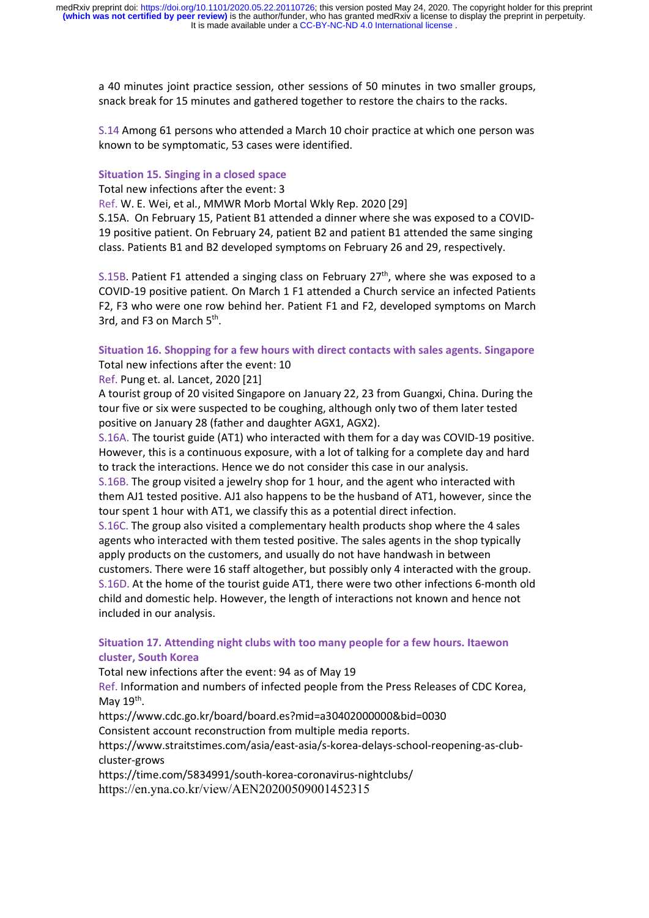a 40 minutes joint practice session, other sessions of 50 minutes in two smaller groups, snack break for 15 minutes and gathered together to restore the chairs to the racks.

S.14 Among 61 persons who attended a March 10 choir practice at which one person was known to be symptomatic, 53 cases were identified.

### Situation 15. Singing in a closed space

Total new infections after the event: 3

Ref. W. E. Wei, et al., MMWR Morb Mortal Wkly Rep. 2020 [29]

S.15A. On February 15, Patient B1 attended a dinner where she was exposed to a COVID-19 positive patient. On February 24, patient B2 and patient B1 attended the same singing class. Patients B1 and B2 developed symptoms on February 26 and 29, respectively.

S.15B. Patient F1 attended a singing class on February 27th, where she was exposed to a COVID-19 positive patient. On March 1 F1 attended a Church service an infected Patients F2, F3 who were one row behind her. Patient F1 and F2, developed symptoms on March 3rd, and F3 on March 5th.

### Situation 16. Shopping for a few hours with direct contacts with sales agents. Singapore

Total new infections after the event: 10

Ref. Pung et. al. Lancet, 2020 [21]

A tourist group of 20 visited Singapore on January 22, 23 from Guangxi, China. During the tour five or six were suspected to be coughing, although only two of them later tested positive on January 28 (father and daughter AGX1, AGX2).

S.16A. The tourist guide (AT1) who interacted with them for a day was COVID-19 positive. However, this is a continuous exposure, with a lot of talking for a complete day and hard to track the interactions. Hence we do not consider this case in our analysis.

S.16B. The group visited a jewelry shop for 1 hour, and the agent who interacted with them AJ1 tested positive. AJ1 also happens to be the husband of AT1, however, since the tour spent 1 hour with AT1, we classify this as a potential direct infection.

S.16C. The group also visited a complementary health products shop where the 4 sales agents who interacted with them tested positive. The sales agents in the shop typically apply products on the customers, and usually do not have handwash in between customers. There were 16 staff altogether, but possibly only 4 interacted with the group.

S.16D. At the home of the tourist guide AT1, there were two other infections 6-month old child and domestic help. However, the length of interactions not known and hence not included in our analysis.

### Situation 17. Attending night clubs with too many people for a few hours. Itaewon cluster, South Korea

Total new infections after the event: 94 as of May 19

Ref. Information and numbers of infected people from the Press Releases of CDC Korea, May 19th.

https://www.cdc.go.kr/board/board.es?mid=a30402000000&bid=0030

Consistent account reconstruction from multiple media reports.

https://www.straitstimes.com/asia/east-asia/s-korea-delays-school-reopening-as-club-cluster-grows

https://time.com/5834991/south-korea-coronavirus-nightclubs/

https://en.yna.co.kr/view/AEN20200509001452315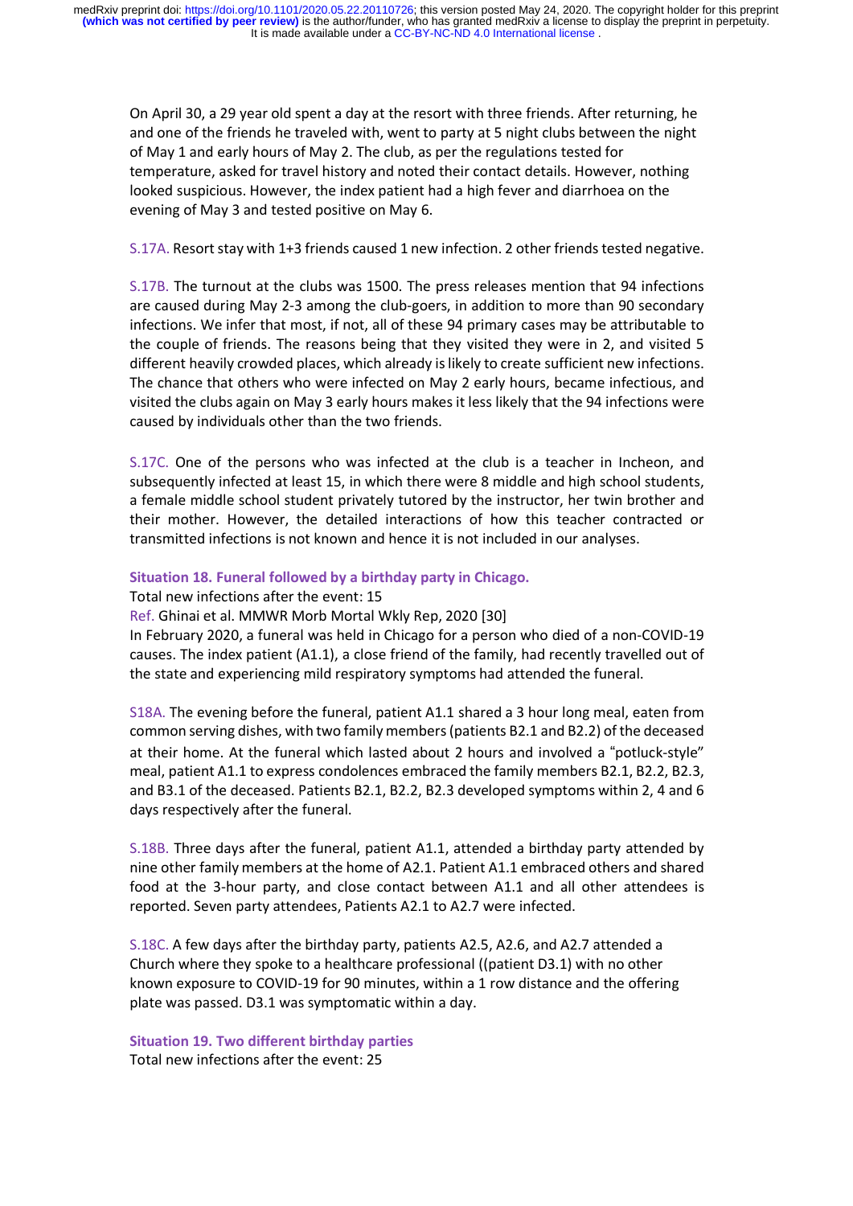On April 30, a 29 year old spent a day at the resort with three friends. After returning, he and one of the friends he traveled with, went to party at 5 night clubs between the night of May 1 and early hours of May 2. The club, as per the regulations tested for temperature, asked for travel history and noted their contact details. However, nothing looked suspicious. However, the index patient had a high fever and diarrhoea on the evening of May 3 and tested positive on May 6.

S.17A. Resort stay with 1+3 friends caused 1 new infection. 2 other friends tested negative.

S.17B. The turnout at the clubs was 1500. The press releases mention that 94 infections are caused during May 2-3 among the club-goers, in addition to more than 90 secondary infections. We infer that most, if not, all of these 94 primary cases may be attributable to the couple of friends. The reasons being that they visited they were in 2, and visited 5 different heavily crowded places, which already is likely to create sufficient new infections. The chance that others who were infected on May 2 early hours, became infectious, and visited the clubs again on May 3 early hours makes it less likely that the 94 infections were caused by individuals other than the two friends.

S.17C. One of the persons who was infected at the club is a teacher in Incheon, and subsequently infected at least 15, in which there were 8 middle and high school students, a female middle school student privately tutored by the instructor, her twin brother and their mother. However, the detailed interactions of how this teacher contracted or transmitted infections is not known and hence it is not included in our analyses.

**Situation 18. Funeral followed by a birthday party in Chicago.**

Total new infections after the event: 15

Ref. Ghinai et al. MMWR Morb Mortal Wkly Rep, 2020 [30]

In February 2020, a funeral was held in Chicago for a person who died of a non-COVID-19 causes. The index patient (A1.1), a close friend of the family, had recently travelled out of the state and experiencing mild respiratory symptoms had attended the funeral.

S18A. The evening before the funeral, patient A1.1 shared a 3 hour long meal, eaten from common serving dishes, with two family members (patients B2.1 and B2.2) of the deceased at their home. At the funeral which lasted about 2 hours and involved a "potluck-style" meal, patient A1.1 to express condolences embraced the family members B2.1, B2.2, B2.3, and B3.1 of the deceased. Patients B2.1, B2.2, B2.3 developed symptoms within 2, 4 and 6 days respectively after the funeral.

S.18B. Three days after the funeral, patient A1.1, attended a birthday party attended by nine other family members at the home of A2.1. Patient A1.1 embraced others and shared food at the 3-hour party, and close contact between A1.1 and all other attendees is reported. Seven party attendees, Patients A2.1 to A2.7 were infected.

S.18C. A few days after the birthday party, patients A2.5, A2.6, and A2.7 attended a Church where they spoke to a healthcare professional ((patient D3.1) with no other known exposure to COVID-19 for 90 minutes, within a 1 row distance and the offering plate was passed. D3.1 was symptomatic within a day.

**Situation 19. Two different birthday parties**

Total new infections after the event: 25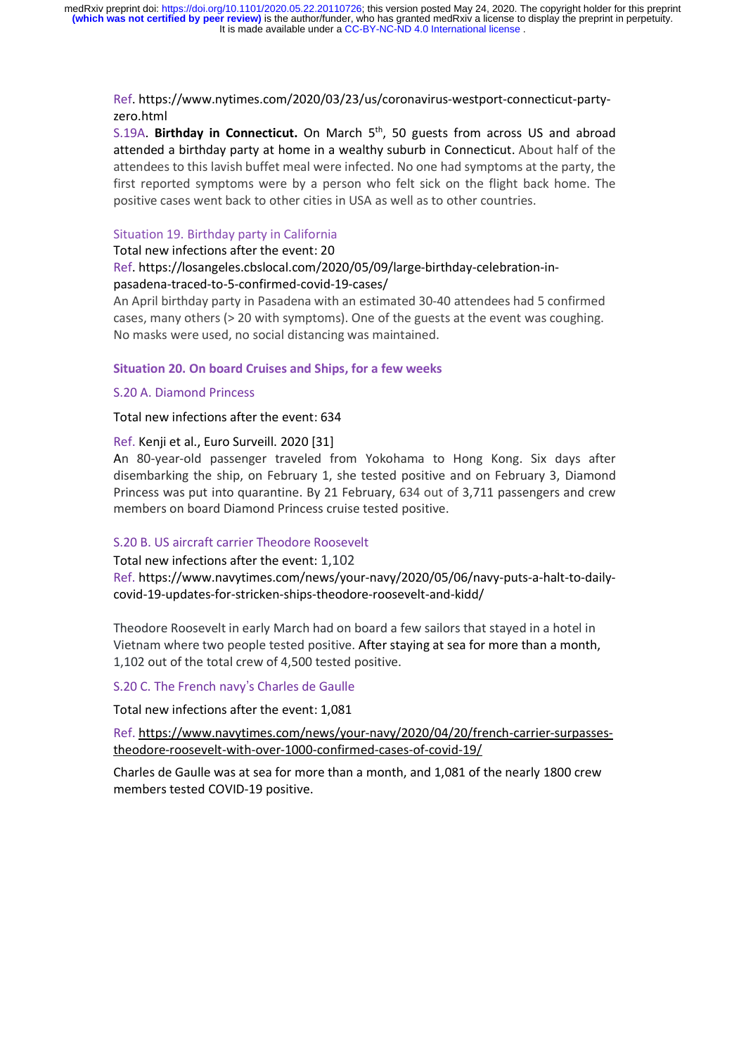Ref. https://www.nytimes.com/2020/03/23/us/coronavirus-westport-connecticut-party-zero.html

S.19A. **Birthday in Connecticut.** On March 5th, 50 guests from across US and abroad attended a birthday party at home in a wealthy suburb in Connecticut. About half of the attendees to this lavish buffet meal were infected. No one had symptoms at the party, the first reported symptoms were by a person who felt sick on the flight back home. The positive cases went back to other cities in USA as well as to other countries.

### Situation 19. Birthday party in California

Total new infections after the event: 20

Ref. https://losangeles.cbslocal.com/2020/05/09/large-birthday-celebration-in-pasadena-traced-to-5-confirmed-covid-19-cases/

An April birthday party in Pasadena with an estimated 30-40 attendees had 5 confirmed cases, many others (> 20 with symptoms). One of the guests at the event was coughing. No masks were used, no social distancing was maintained.

### **Situation 20. On board Cruises and Ships, for a few weeks**

#### S.20 A. Diamond Princess

Total new infections after the event: 634

Ref. Kenji et al., Euro Surveill. 2020 [31]

An 80-year-old passenger traveled from Yokohama to Hong Kong. Six days after disembarking the ship, on February 1, she tested positive and on February 3, Diamond Princess was put into quarantine. By 21 February, 634 out of 3,711 passengers and crew members on board Diamond Princess cruise tested positive.

#### S.20 B. US aircraft carrier Theodore Roosevelt

Total new infections after the event: 1,102

Ref. https://www.navytimes.com/news/your-navy/2020/05/06/navy-puts-a-halt-to-daily-covid-19-updates-for-stricken-ships-theodore-roosevelt-and-kidd/

Theodore Roosevelt in early March had on board a few sailors that stayed in a hotel in Vietnam where two people tested positive. After staying at sea for more than a month, 1,102 out of the total crew of 4,500 tested positive.

#### S.20 C. The French navy's Charles de Gaulle

Total new infections after the event: 1,081

Ref. https://www.navytimes.com/news/your-navy/2020/04/20/french-carrier-surpasses-theodore-roosevelt-with-over-1000-confirmed-cases-of-covid-19/

Charles de Gaulle was at sea for more than a month, and 1,081 of the nearly 1800 crew members tested COVID-19 positive.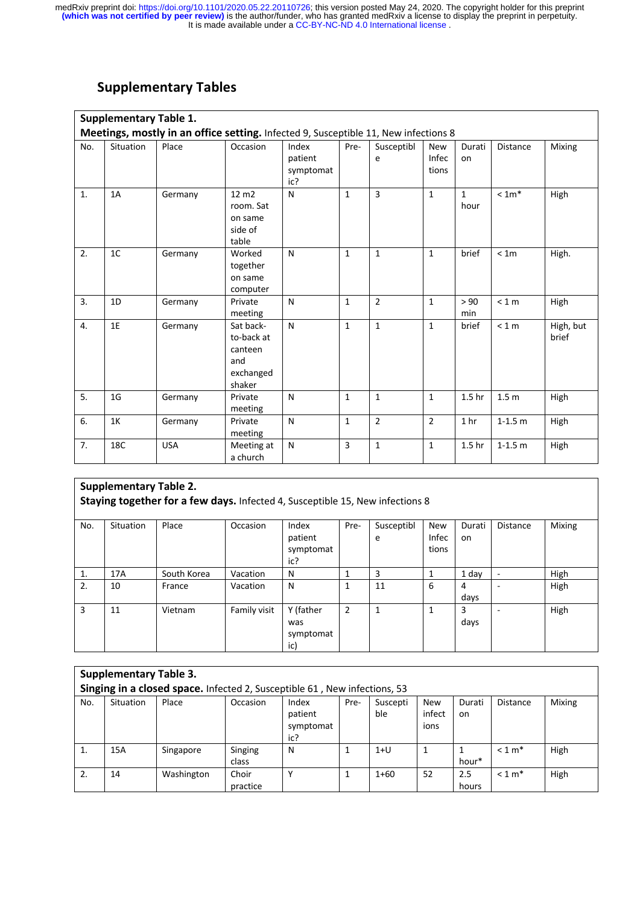## Supplementary Tables

**Supplementary Table 1.**
**Meetings, mostly in an office setting.** Infected 9, Susceptible 11, New infections 8

| No. | Situation | Place | Occasion | Index patient symptomatic? | Pre- | Susceptible | New Infections | Duration | Distance | Mixing |
|---|---|---|---|---|---|---|---|---|---|---|
| 1. | 1A | Germany | 12 m2 room. Sat on same side of table | N | 1 | 3 | 1 | 1 hour | < 1m* | High |
| 2. | 1C | Germany | Worked together on same computer | N | 1 | 1 | 1 | brief | < 1m | High. |
| 3. | 1D | Germany | Private meeting | N | 1 | 2 | 1 | > 90 min | < 1 m | High |
| 4. | 1E | Germany | Sat back-to-back at canteen and exchanged shaker | N | 1 | 1 | 1 | brief | < 1 m | High, but brief |
| 5. | 1G | Germany | Private meeting | N | 1 | 1 | 1 | 1.5 hr | 1.5 m | High |
| 6. | 1K | Germany | Private meeting | N | 1 | 2 | 2 | 1 hr | 1-1.5 m | High |
| 7. | 18C | USA | Meeting at a church | N | 3 | 1 | 1 | 1.5 hr | 1-1.5 m | High |

**Supplementary Table 2.**
**Staying together for a few days.** Infected 4, Susceptible 15, New infections 8

| No. | Situation | Place | Occasion | Index patient symptomatic? | Pre- | Susceptible | New Infections | Duration | Distance | Mixing |
|---|---|---|---|---|---|---|---|---|---|---|
| 1. | 17A | South Korea | Vacation | N | 1 | 3 | 1 | 1 day | - | High |
| 2. | 10 | France | Vacation | N | 1 | 11 | 6 | 4 days | - | High |
| 3 | 11 | Vietnam | Family visit | Y (father was symptomatic) | 2 | 1 | 1 | 3 days | - | High |

**Supplementary Table 3.**
**Singing in a closed space.** Infected 2, Susceptible 61 , New infections, 53

| No. | Situation | Place | Occasion | Index patient symptomatic? | Pre- | Susceptible | New infections | Duration | Distance | Mixing |
|---|---|---|---|---|---|---|---|---|---|---|
| 1. | 15A | Singapore | Singing class | N | 1 | 1+U | 1 | 1 hour* | < 1 m* | High |
| 2. | 14 | Washington | Choir practice | Y | 1 | 1+60 | 52 | 2.5 hours | < 1 m* | High |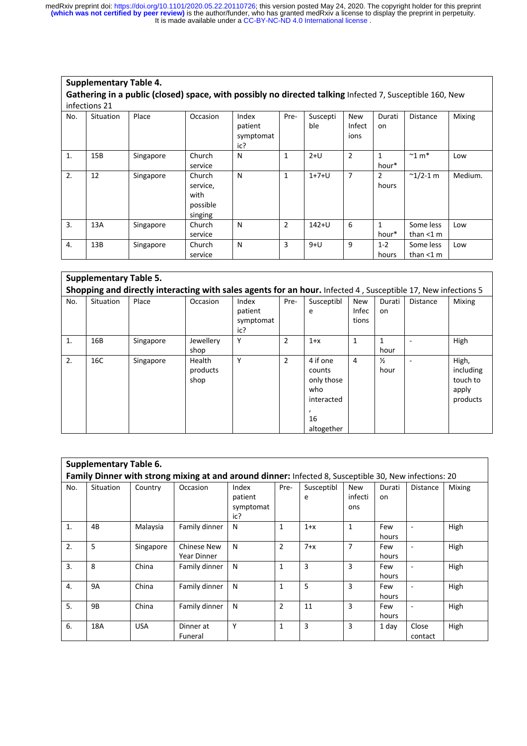**Supplementary Table 4.**
**Gathering in a public (closed) space, with possibly no directed talking** Infected 7, Susceptible 160, New infections 21

| No. | Situation | Place | Occasion | Index patient symptomatic? | Pre- | Susceptible | New Infections | Duration | Distance | Mixing |
|---|---|---|---|---|---|---|---|---|---|---|
| 1. | 15B | Singapore | Church service | N | 1 | 2+U | 2 | 1 hour* | ~1 m* | Low |
| 2. | 12 | Singapore | Church service, with possible singing | N | 1 | 1+7+U | 7 | 2 hours | ~1/2-1 m | Medium. |
| 3. | 13A | Singapore | Church service | N | 2 | 142+U | 6 | 1 hour* | Some less than <1 m | Low |
| 4. | 13B | Singapore | Church service | N | 3 | 9+U | 9 | 1-2 hours | Some less than <1 m | Low |

**Supplementary Table 5.**
**Shopping and directly interacting with sales agents for an hour.** Infected 4 , Susceptible 17, New infections 5

| No. | Situation | Place | Occasion | Index patient symptomatic? | Pre- | Susceptible | New Infections | Duration | Distance | Mixing |
|---|---|---|---|---|---|---|---|---|---|---|
| 1. | 16B | Singapore | Jewellery shop | Y | 2 | 1+x | 1 | 1 hour | - | High |
| 2. | 16C | Singapore | Health products shop | Y | 2 | 4 if one counts only those who interacted, 16 altogether | 4 | ½ hour | - | High, including touch to apply products |

**Supplementary Table 6.**
**Family Dinner with strong mixing at and around dinner:** Infected 8, Susceptible 30, New infections: 20

| No. | Situation | Country | Occasion | Index patient symptomatic? | Pre- | Susceptible | New infections | Duration | Distance | Mixing |
|---|---|---|---|---|---|---|---|---|---|---|
| 1. | 4B | Malaysia | Family dinner | N | 1 | 1+x | 1 | Few hours | - | High |
| 2. | 5 | Singapore | Chinese New Year Dinner | N | 2 | 7+x | 7 | Few hours | - | High |
| 3. | 8 | China | Family dinner | N | 1 | 3 | 3 | Few hours | - | High |
| 4. | 9A | China | Family dinner | N | 1 | 5 | 3 | Few hours | - | High |
| 5. | 9B | China | Family dinner | N | 2 | 11 | 3 | Few hours | - | High |
| 6. | 18A | USA | Dinner at Funeral | Y | 1 | 3 | 3 | 1 day | Close contact | High |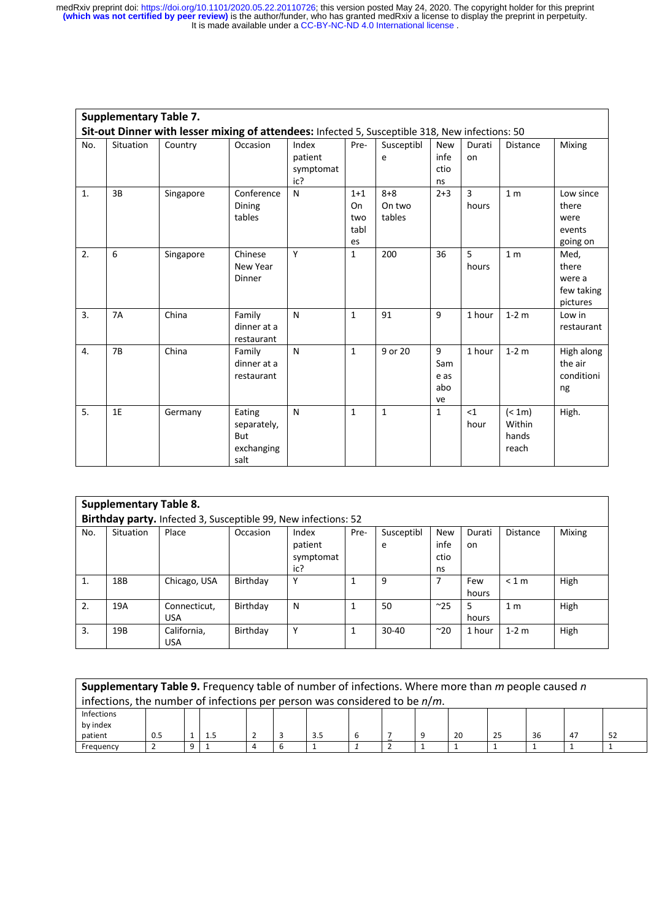**Supplementary Table 7.**
**Sit-out Dinner with lesser mixing of attendees:** Infected 5, Susceptible 318, New infections: 50

| No. | Situation | Country | Occasion | Index patient symptomatic? | Pre- | Susceptible | New infections | Duration | Distance | Mixing |
|---|---|---|---|---|---|---|---|---|---|---|
| 1. | 3B | Singapore | Conference Dining tables | N | 1+1 On two tables | 8+8 On two tables | 2+3 | 3 hours | 1 m | Low since there were events going on |
| 2. | 6 | Singapore | Chinese New Year Dinner | Y | 1 | 200 | 36 | 5 hours | 1 m | Med, there were a few taking pictures |
| 3. | 7A | China | Family dinner at a restaurant | N | 1 | 91 | 9 | 1 hour | 1-2 m | Low in restaurant |
| 4. | 7B | China | Family dinner at a restaurant | N | 1 | 9 or 20 | 9 Same as above | 1 hour | 1-2 m | High along the air conditioning |
| 5. | 1E | Germany | Eating separately, But exchanging salt | N | 1 | 1 | 1 | <1 hour | (< 1m) Within hands reach | High. |

**Supplementary Table 8.**
**Birthday party.** Infected 3, Susceptible 99, New infections: 52

| No. | Situation | Place | Occasion | Index patient symptomatic? | Pre- | Susceptible | New infections | Duration | Distance | Mixing |
|---|---|---|---|---|---|---|---|---|---|---|
| 1. | 18B | Chicago, USA | Birthday | Y | 1 | 9 | 7 | Few hours | < 1 m | High |
| 2. | 19A | Connecticut, USA | Birthday | N | 1 | 50 | ~25 | 5 hours | 1 m | High |
| 3. | 19B | California, USA | Birthday | Y | 1 | 30-40 | ~20 | 1 hour | 1-2 m | High |

**Supplementary Table 9.** Frequency table of number of infections. Where more than *m* people caused *n* infections, the number of infections per person was considered to be *n*/*m*.

| Infections by index patient | 0.5 | 1 | 1.5 | 2 | 3 | 3.5 | 6 | 7 | 9 | 20 | 25 | 36 | 47 | 52 |
|---|---|---|---|---|---|---|---|---|---|---|---|---|---|---|
| Frequency | 2 | 9 | 1 | 4 | 6 | 1 | 1 | 2 | 1 | 1 | 1 | 1 | 1 | 1 |